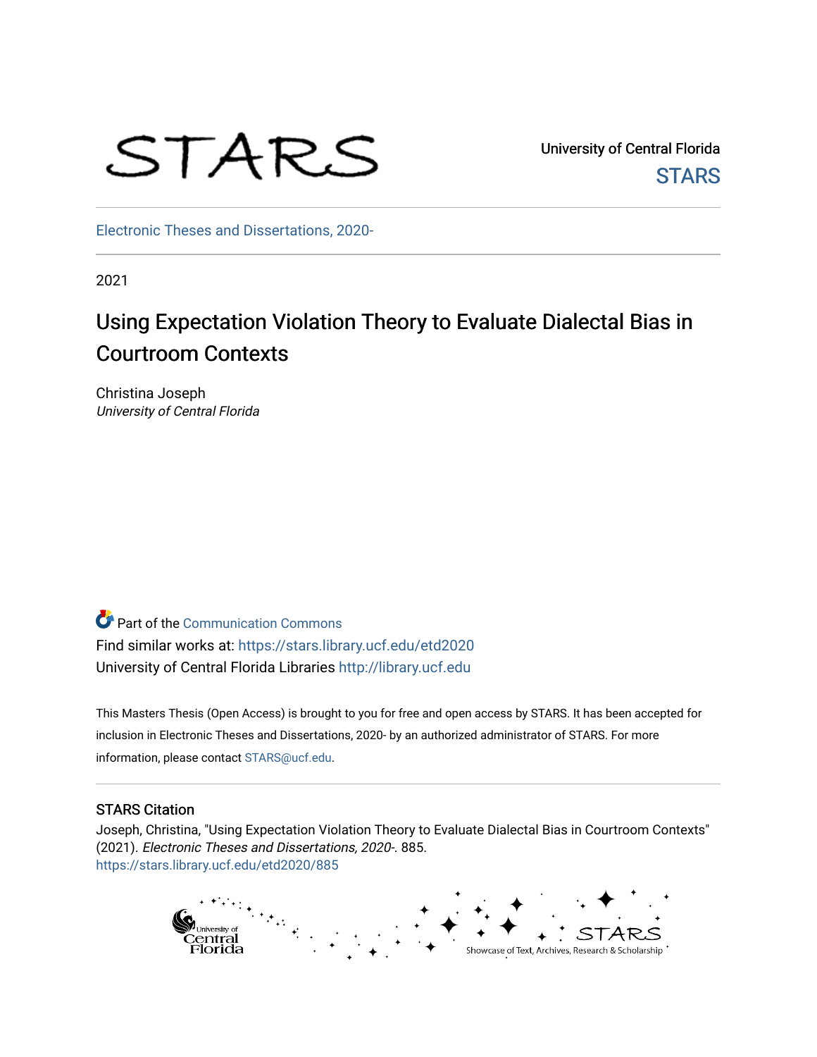STARS

University of Central Florida

STARS

Electronic Theses and Dissertations, 2020-

2021

# Using Expectation Violation Theory to Evaluate Dialectal Bias in Courtroom Contexts

Christina Joseph
*University of Central Florida*

Part of the Communication Commons

Find similar works at: https://stars.library.ucf.edu/etd2020

University of Central Florida Libraries http://library.ucf.edu

This Masters Thesis (Open Access) is brought to you for free and open access by STARS. It has been accepted for inclusion in Electronic Theses and Dissertations, 2020- by an authorized administrator of STARS. For more information, please contact STARS@ucf.edu.

## STARS Citation

Joseph, Christina, "Using Expectation Violation Theory to Evaluate Dialectal Bias in Courtroom Contexts" (2021). *Electronic Theses and Dissertations, 2020-*. 885.
https://stars.library.ucf.edu/etd2020/885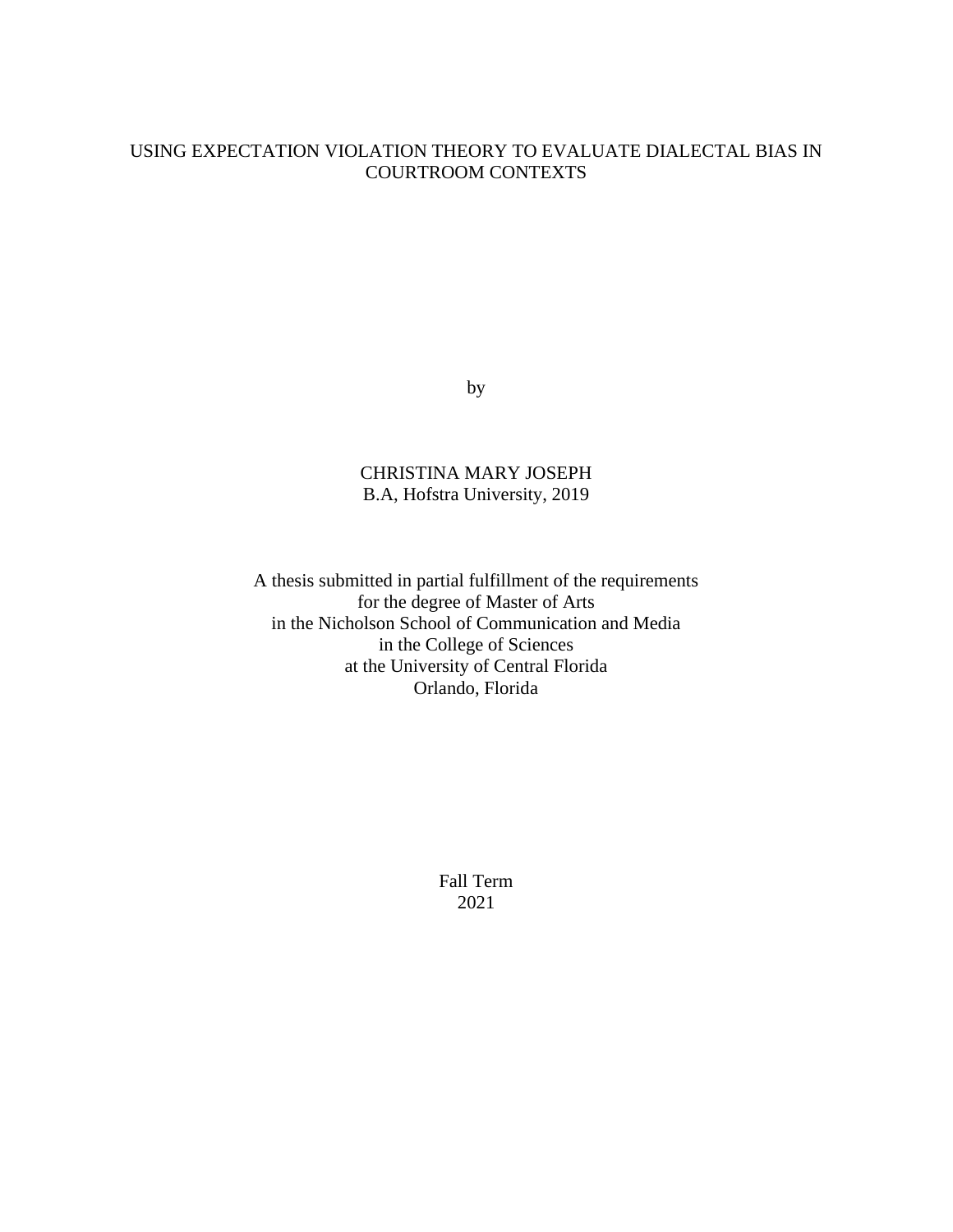# USING EXPECTATION VIOLATION THEORY TO EVALUATE DIALECTAL BIAS IN COURTROOM CONTEXTS

by

CHRISTINA MARY JOSEPH
B.A, Hofstra University, 2019

A thesis submitted in partial fulfillment of the requirements
for the degree of Master of Arts
in the Nicholson School of Communication and Media
in the College of Sciences
at the University of Central Florida
Orlando, Florida

Fall Term
2021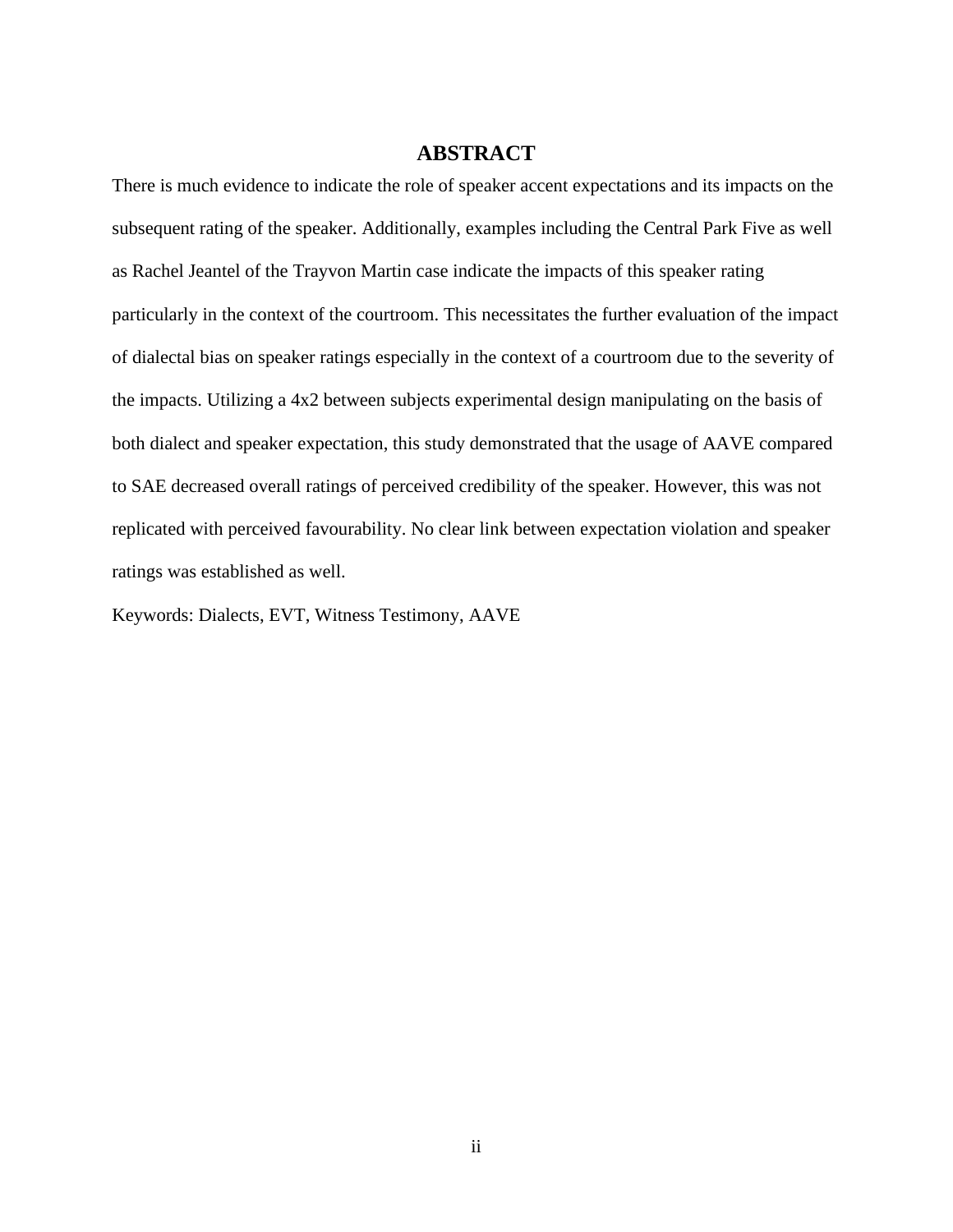# ABSTRACT

There is much evidence to indicate the role of speaker accent expectations and its impacts on the subsequent rating of the speaker. Additionally, examples including the Central Park Five as well as Rachel Jeantel of the Trayvon Martin case indicate the impacts of this speaker rating particularly in the context of the courtroom. This necessitates the further evaluation of the impact of dialectal bias on speaker ratings especially in the context of a courtroom due to the severity of the impacts. Utilizing a 4x2 between subjects experimental design manipulating on the basis of both dialect and speaker expectation, this study demonstrated that the usage of AAVE compared to SAE decreased overall ratings of perceived credibility of the speaker. However, this was not replicated with perceived favourability. No clear link between expectation violation and speaker ratings was established as well.

Keywords: Dialects, EVT, Witness Testimony, AAVE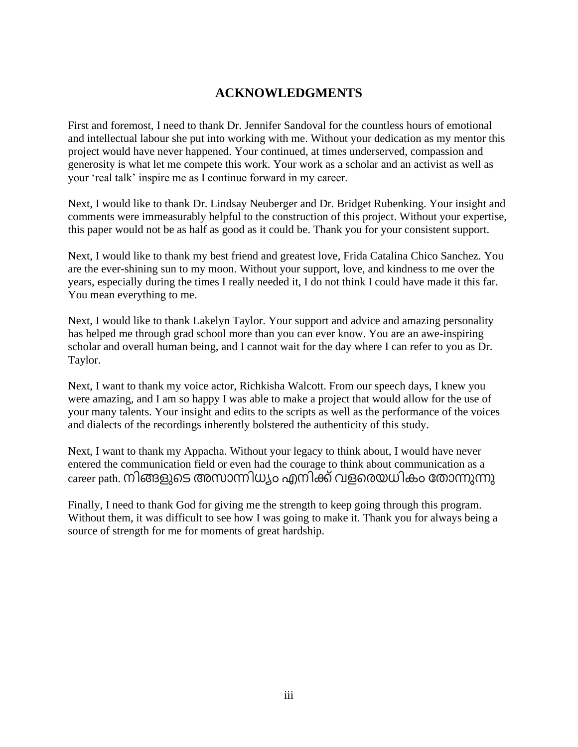# ACKNOWLEDGMENTS

First and foremost, I need to thank Dr. Jennifer Sandoval for the countless hours of emotional and intellectual labour she put into working with me. Without your dedication as my mentor this project would have never happened. Your continued, at times underserved, compassion and generosity is what let me compete this work. Your work as a scholar and an activist as well as your 'real talk' inspire me as I continue forward in my career.

Next, I would like to thank Dr. Lindsay Neuberger and Dr. Bridget Rubenking. Your insight and comments were immeasurably helpful to the construction of this project. Without your expertise, this paper would not be as half as good as it could be. Thank you for your consistent support.

Next, I would like to thank my best friend and greatest love, Frida Catalina Chico Sanchez. You are the ever-shining sun to my moon. Without your support, love, and kindness to me over the years, especially during the times I really needed it, I do not think I could have made it this far. You mean everything to me.

Next, I would like to thank Lakelyn Taylor. Your support and advice and amazing personality has helped me through grad school more than you can ever know. You are an awe-inspiring scholar and overall human being, and I cannot wait for the day where I can refer to you as Dr. Taylor.

Next, I want to thank my voice actor, Richkisha Walcott. From our speech days, I knew you were amazing, and I am so happy I was able to make a project that would allow for the use of your many talents. Your insight and edits to the scripts as well as the performance of the voices and dialects of the recordings inherently bolstered the authenticity of this study.

Next, I want to thank my Appacha. Without your legacy to think about, I would have never entered the communication field or even had the courage to think about communication as a career path. നിങ്ങളുടെ അസാന്നിധ്യം എനിക്ക് വളരെയധികം തോന്നുന്നു

Finally, I need to thank God for giving me the strength to keep going through this program. Without them, it was difficult to see how I was going to make it. Thank you for always being a source of strength for me for moments of great hardship.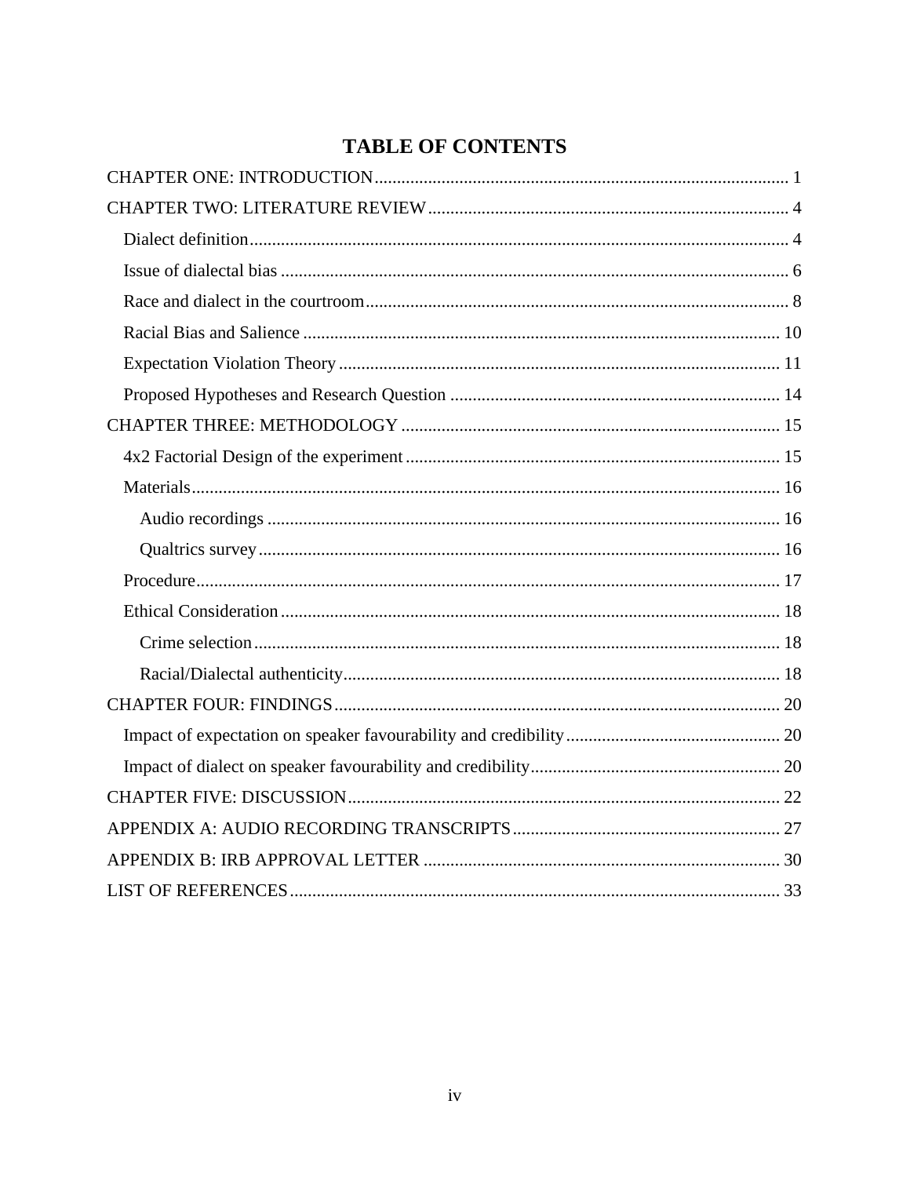# TABLE OF CONTENTS

CHAPTER ONE: INTRODUCTION ........................................................................................ 1

CHAPTER TWO: LITERATURE REVIEW ............................................................................ 4

- Dialect definition ........................................................................................................... 4
- Issue of dialectal bias .................................................................................................... 6
- Race and dialect in the courtroom ................................................................................. 8
- Racial Bias and Salience ............................................................................................... 10
- Expectation Violation Theory ....................................................................................... 11
- Proposed Hypotheses and Research Question ............................................................. 14

CHAPTER THREE: METHODOLOGY .............................................................................. 15

- 4x2 Factorial Design of the experiment ........................................................................ 15
- Materials ....................................................................................................................... 16
  - Audio recordings ...................................................................................................... 16
  - Qualtrics survey ........................................................................................................ 16
- Procedure ...................................................................................................................... 17
- Ethical Consideration .................................................................................................... 18
  - Crime selection ......................................................................................................... 18
  - Racial/Dialectal authenticity ..................................................................................... 18

CHAPTER FOUR: FINDINGS ............................................................................................ 20

- Impact of expectation on speaker favourability and credibility .................................... 20
- Impact of dialect on speaker favourability and credibility ............................................ 20

CHAPTER FIVE: DISCUSSION .......................................................................................... 22

APPENDIX A: AUDIO RECORDING TRANSCRIPTS ...................................................... 27

APPENDIX B: IRB APPROVAL LETTER .......................................................................... 30

LIST OF REFERENCES ...................................................................................................... 33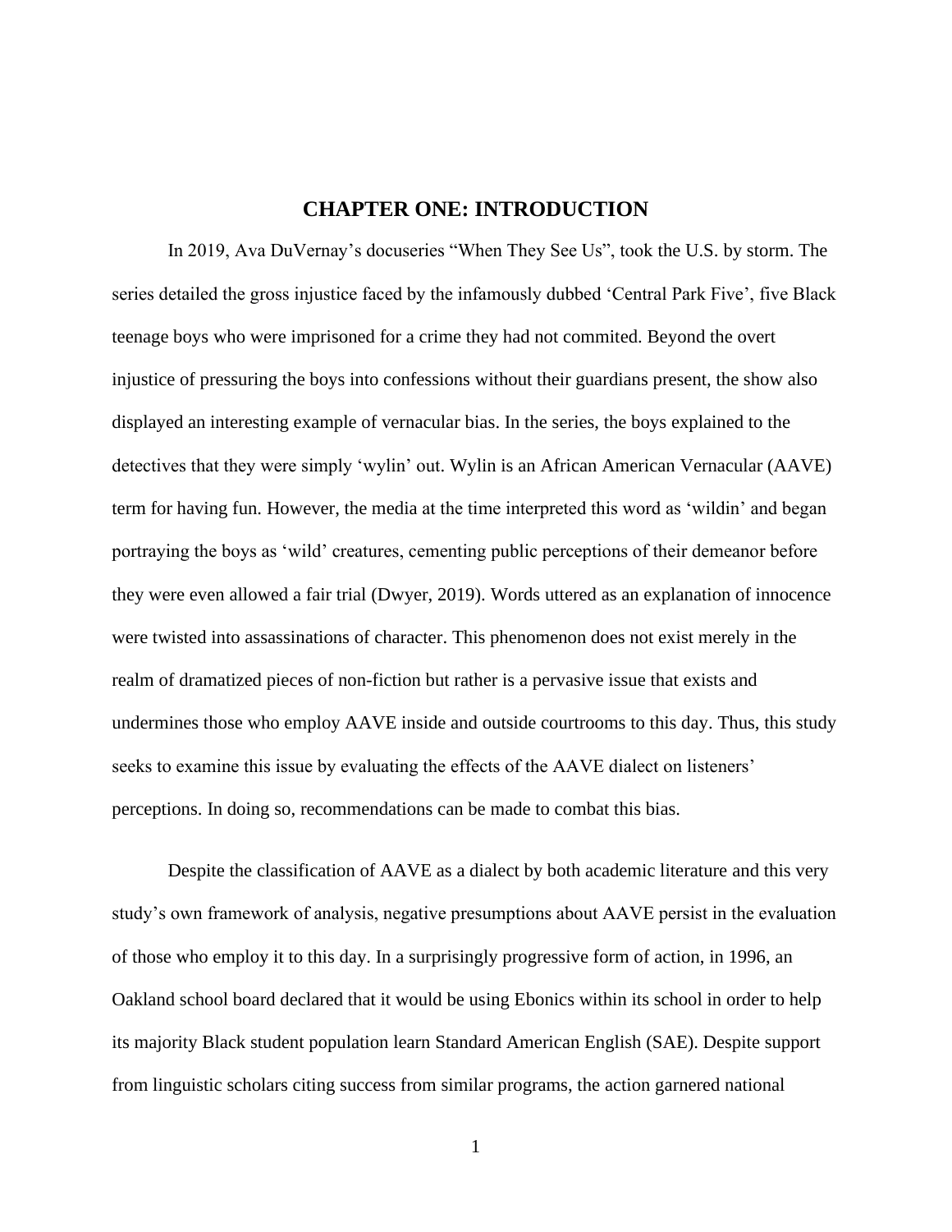# CHAPTER ONE: INTRODUCTION

In 2019, Ava DuVernay's docuseries "When They See Us", took the U.S. by storm. The series detailed the gross injustice faced by the infamously dubbed 'Central Park Five', five Black teenage boys who were imprisoned for a crime they had not commited. Beyond the overt injustice of pressuring the boys into confessions without their guardians present, the show also displayed an interesting example of vernacular bias. In the series, the boys explained to the detectives that they were simply 'wylin' out. Wylin is an African American Vernacular (AAVE) term for having fun. However, the media at the time interpreted this word as 'wildin' and began portraying the boys as 'wild' creatures, cementing public perceptions of their demeanor before they were even allowed a fair trial (Dwyer, 2019). Words uttered as an explanation of innocence were twisted into assassinations of character. This phenomenon does not exist merely in the realm of dramatized pieces of non-fiction but rather is a pervasive issue that exists and undermines those who employ AAVE inside and outside courtrooms to this day. Thus, this study seeks to examine this issue by evaluating the effects of the AAVE dialect on listeners' perceptions. In doing so, recommendations can be made to combat this bias.

Despite the classification of AAVE as a dialect by both academic literature and this very study's own framework of analysis, negative presumptions about AAVE persist in the evaluation of those who employ it to this day. In a surprisingly progressive form of action, in 1996, an Oakland school board declared that it would be using Ebonics within its school in order to help its majority Black student population learn Standard American English (SAE). Despite support from linguistic scholars citing success from similar programs, the action garnered national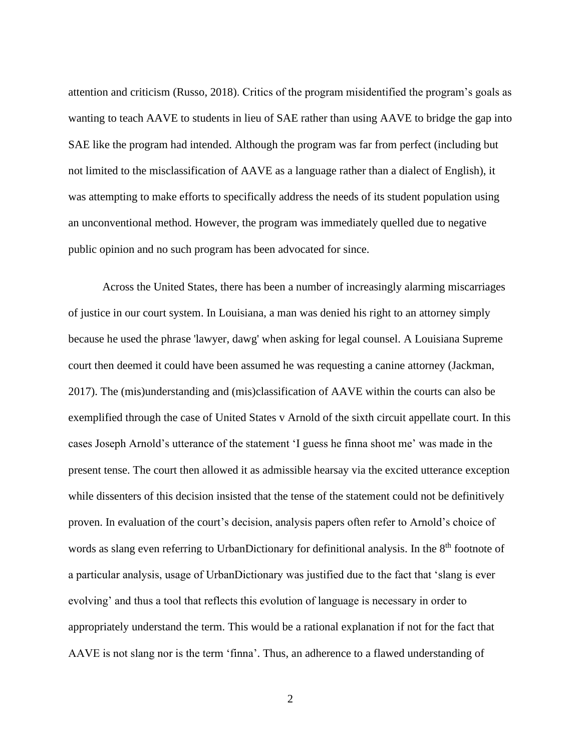attention and criticism (Russo, 2018). Critics of the program misidentified the program's goals as wanting to teach AAVE to students in lieu of SAE rather than using AAVE to bridge the gap into SAE like the program had intended. Although the program was far from perfect (including but not limited to the misclassification of AAVE as a language rather than a dialect of English), it was attempting to make efforts to specifically address the needs of its student population using an unconventional method. However, the program was immediately quelled due to negative public opinion and no such program has been advocated for since.

Across the United States, there has been a number of increasingly alarming miscarriages of justice in our court system. In Louisiana, a man was denied his right to an attorney simply because he used the phrase 'lawyer, dawg' when asking for legal counsel. A Louisiana Supreme court then deemed it could have been assumed he was requesting a canine attorney (Jackman, 2017). The (mis)understanding and (mis)classification of AAVE within the courts can also be exemplified through the case of United States v Arnold of the sixth circuit appellate court. In this cases Joseph Arnold's utterance of the statement 'I guess he finna shoot me' was made in the present tense. The court then allowed it as admissible hearsay via the excited utterance exception while dissenters of this decision insisted that the tense of the statement could not be definitively proven. In evaluation of the court's decision, analysis papers often refer to Arnold's choice of words as slang even referring to UrbanDictionary for definitional analysis. In the 8th footnote of a particular analysis, usage of UrbanDictionary was justified due to the fact that 'slang is ever evolving' and thus a tool that reflects this evolution of language is necessary in order to appropriately understand the term. This would be a rational explanation if not for the fact that AAVE is not slang nor is the term 'finna'. Thus, an adherence to a flawed understanding of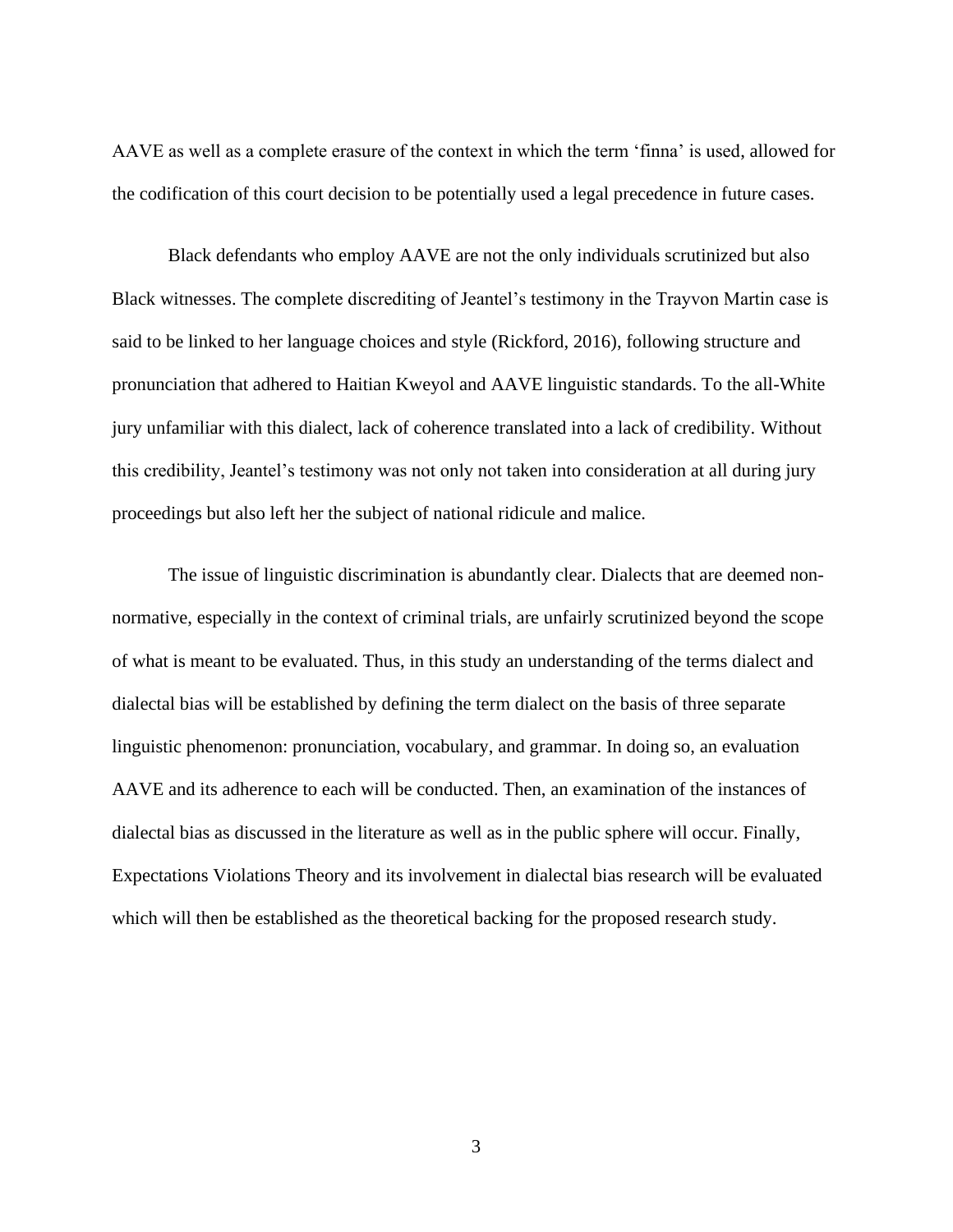AAVE as well as a complete erasure of the context in which the term 'finna' is used, allowed for the codification of this court decision to be potentially used a legal precedence in future cases.

Black defendants who employ AAVE are not the only individuals scrutinized but also Black witnesses. The complete discrediting of Jeantel's testimony in the Trayvon Martin case is said to be linked to her language choices and style (Rickford, 2016), following structure and pronunciation that adhered to Haitian Kweyol and AAVE linguistic standards. To the all-White jury unfamiliar with this dialect, lack of coherence translated into a lack of credibility. Without this credibility, Jeantel's testimony was not only not taken into consideration at all during jury proceedings but also left her the subject of national ridicule and malice.

The issue of linguistic discrimination is abundantly clear. Dialects that are deemed non-normative, especially in the context of criminal trials, are unfairly scrutinized beyond the scope of what is meant to be evaluated. Thus, in this study an understanding of the terms dialect and dialectal bias will be established by defining the term dialect on the basis of three separate linguistic phenomenon: pronunciation, vocabulary, and grammar. In doing so, an evaluation AAVE and its adherence to each will be conducted. Then, an examination of the instances of dialectal bias as discussed in the literature as well as in the public sphere will occur. Finally, Expectations Violations Theory and its involvement in dialectal bias research will be evaluated which will then be established as the theoretical backing for the proposed research study.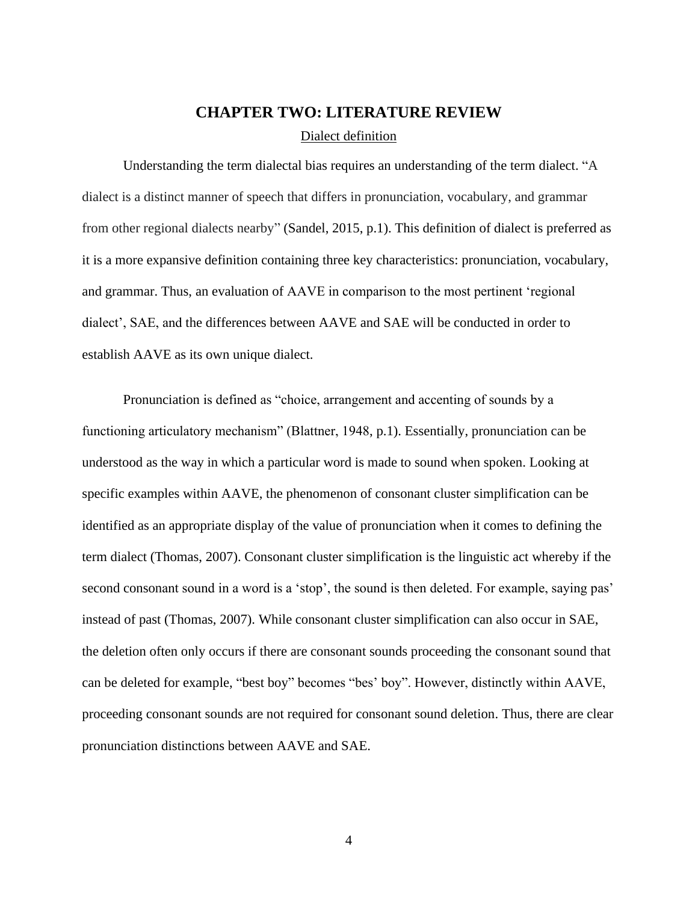# CHAPTER TWO: LITERATURE REVIEW

## Dialect definition

Understanding the term dialectal bias requires an understanding of the term dialect. "A dialect is a distinct manner of speech that differs in pronunciation, vocabulary, and grammar from other regional dialects nearby" (Sandel, 2015, p.1). This definition of dialect is preferred as it is a more expansive definition containing three key characteristics: pronunciation, vocabulary, and grammar. Thus, an evaluation of AAVE in comparison to the most pertinent 'regional dialect', SAE, and the differences between AAVE and SAE will be conducted in order to establish AAVE as its own unique dialect.

Pronunciation is defined as "choice, arrangement and accenting of sounds by a functioning articulatory mechanism" (Blattner, 1948, p.1). Essentially, pronunciation can be understood as the way in which a particular word is made to sound when spoken. Looking at specific examples within AAVE, the phenomenon of consonant cluster simplification can be identified as an appropriate display of the value of pronunciation when it comes to defining the term dialect (Thomas, 2007). Consonant cluster simplification is the linguistic act whereby if the second consonant sound in a word is a 'stop', the sound is then deleted. For example, saying pas' instead of past (Thomas, 2007). While consonant cluster simplification can also occur in SAE, the deletion often only occurs if there are consonant sounds proceeding the consonant sound that can be deleted for example, "best boy" becomes "bes' boy". However, distinctly within AAVE, proceeding consonant sounds are not required for consonant sound deletion. Thus, there are clear pronunciation distinctions between AAVE and SAE.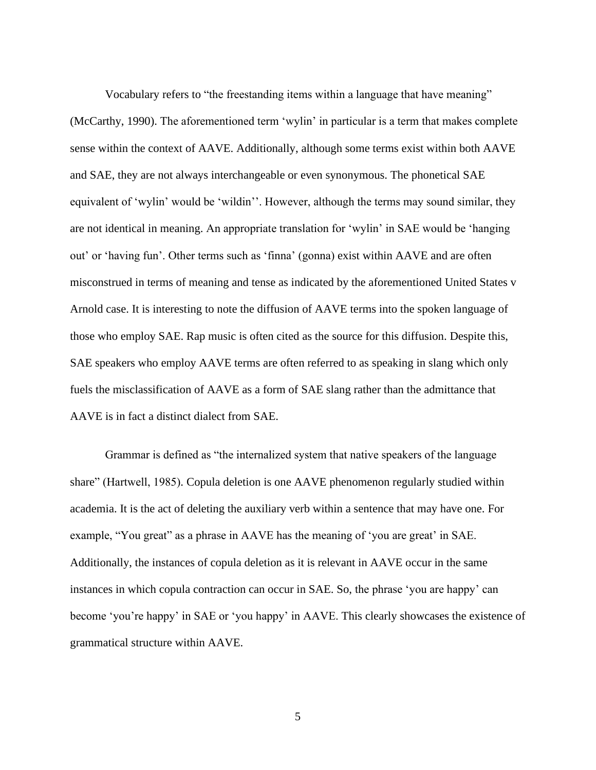Vocabulary refers to “the freestanding items within a language that have meaning” (McCarthy, 1990). The aforementioned term ‘wylin’ in particular is a term that makes complete sense within the context of AAVE. Additionally, although some terms exist within both AAVE and SAE, they are not always interchangeable or even synonymous. The phonetical SAE equivalent of ‘wylin’ would be ‘wildin’’. However, although the terms may sound similar, they are not identical in meaning. An appropriate translation for ‘wylin’ in SAE would be ‘hanging out’ or ‘having fun’. Other terms such as ‘finna’ (gonna) exist within AAVE and are often misconstrued in terms of meaning and tense as indicated by the aforementioned United States v Arnold case. It is interesting to note the diffusion of AAVE terms into the spoken language of those who employ SAE. Rap music is often cited as the source for this diffusion. Despite this, SAE speakers who employ AAVE terms are often referred to as speaking in slang which only fuels the misclassification of AAVE as a form of SAE slang rather than the admittance that AAVE is in fact a distinct dialect from SAE.

Grammar is defined as “the internalized system that native speakers of the language share” (Hartwell, 1985). Copula deletion is one AAVE phenomenon regularly studied within academia. It is the act of deleting the auxiliary verb within a sentence that may have one. For example, “You great” as a phrase in AAVE has the meaning of ‘you are great’ in SAE. Additionally, the instances of copula deletion as it is relevant in AAVE occur in the same instances in which copula contraction can occur in SAE. So, the phrase ‘you are happy’ can become ‘you’re happy’ in SAE or ‘you happy’ in AAVE. This clearly showcases the existence of grammatical structure within AAVE.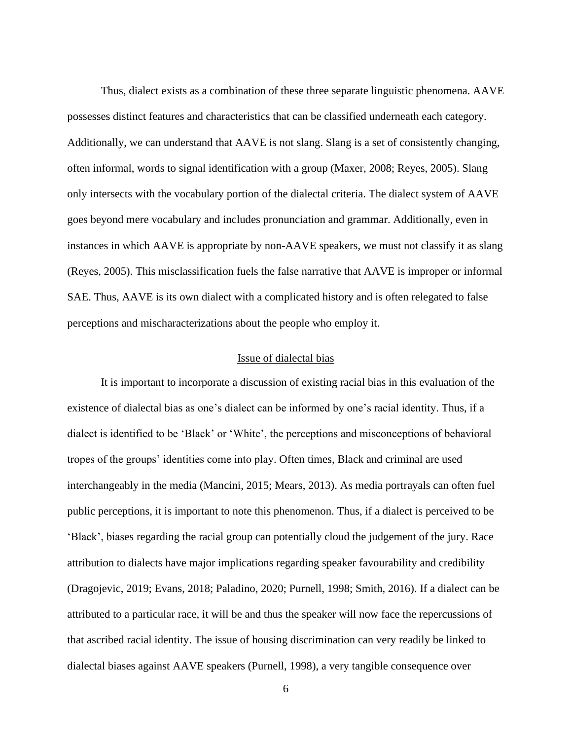Thus, dialect exists as a combination of these three separate linguistic phenomena. AAVE possesses distinct features and characteristics that can be classified underneath each category. Additionally, we can understand that AAVE is not slang. Slang is a set of consistently changing, often informal, words to signal identification with a group (Maxer, 2008; Reyes, 2005). Slang only intersects with the vocabulary portion of the dialectal criteria. The dialect system of AAVE goes beyond mere vocabulary and includes pronunciation and grammar. Additionally, even in instances in which AAVE is appropriate by non-AAVE speakers, we must not classify it as slang (Reyes, 2005). This misclassification fuels the false narrative that AAVE is improper or informal SAE. Thus, AAVE is its own dialect with a complicated history and is often relegated to false perceptions and mischaracterizations about the people who employ it.

## Issue of dialectal bias

It is important to incorporate a discussion of existing racial bias in this evaluation of the existence of dialectal bias as one's dialect can be informed by one's racial identity. Thus, if a dialect is identified to be 'Black' or 'White', the perceptions and misconceptions of behavioral tropes of the groups' identities come into play. Often times, Black and criminal are used interchangeably in the media (Mancini, 2015; Mears, 2013). As media portrayals can often fuel public perceptions, it is important to note this phenomenon. Thus, if a dialect is perceived to be 'Black', biases regarding the racial group can potentially cloud the judgement of the jury. Race attribution to dialects have major implications regarding speaker favourability and credibility (Dragojevic, 2019; Evans, 2018; Paladino, 2020; Purnell, 1998; Smith, 2016). If a dialect can be attributed to a particular race, it will be and thus the speaker will now face the repercussions of that ascribed racial identity. The issue of housing discrimination can very readily be linked to dialectal biases against AAVE speakers (Purnell, 1998), a very tangible consequence over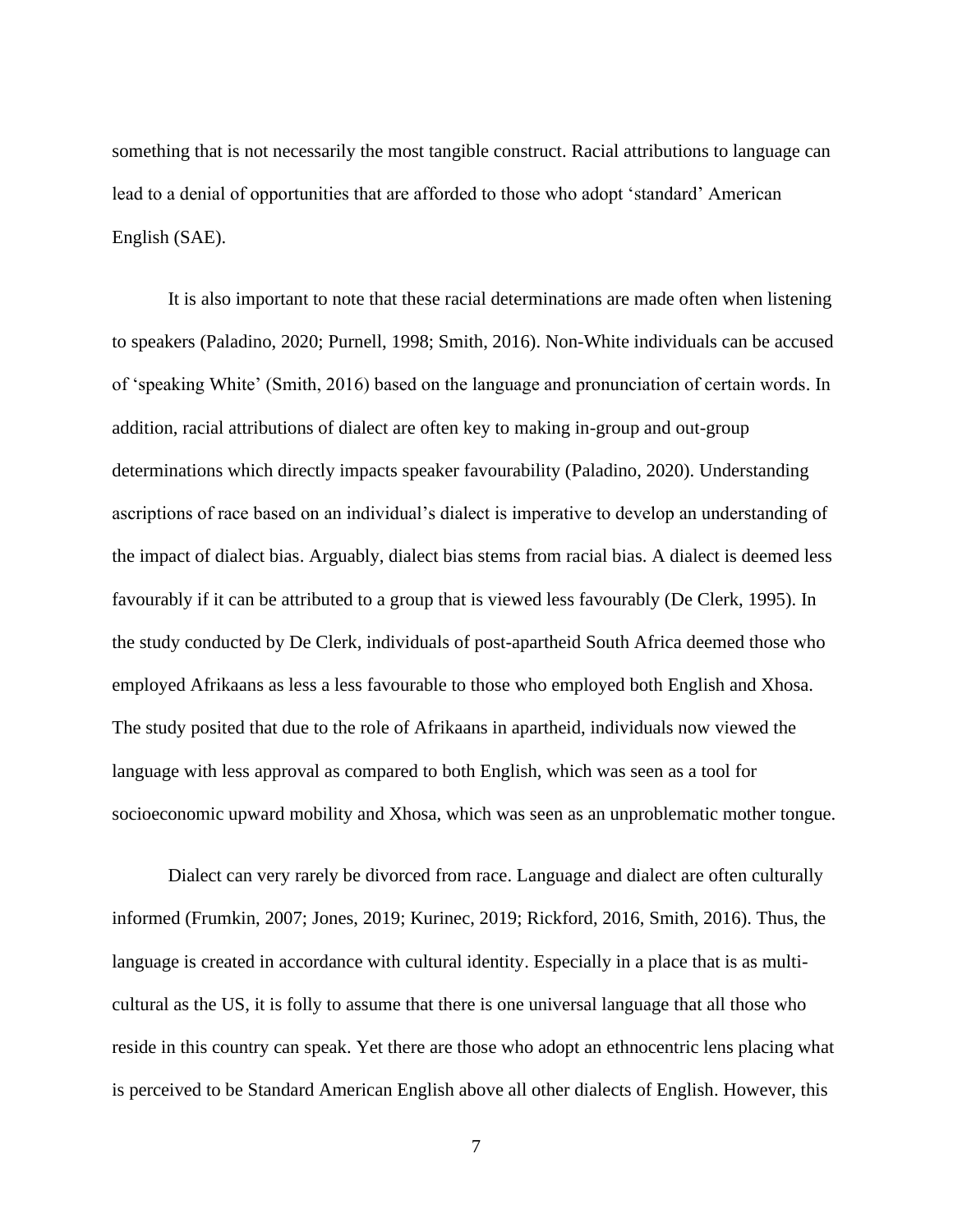something that is not necessarily the most tangible construct. Racial attributions to language can lead to a denial of opportunities that are afforded to those who adopt 'standard' American English (SAE).

It is also important to note that these racial determinations are made often when listening to speakers (Paladino, 2020; Purnell, 1998; Smith, 2016). Non-White individuals can be accused of 'speaking White' (Smith, 2016) based on the language and pronunciation of certain words. In addition, racial attributions of dialect are often key to making in-group and out-group determinations which directly impacts speaker favourability (Paladino, 2020). Understanding ascriptions of race based on an individual's dialect is imperative to develop an understanding of the impact of dialect bias. Arguably, dialect bias stems from racial bias. A dialect is deemed less favourably if it can be attributed to a group that is viewed less favourably (De Clerk, 1995). In the study conducted by De Clerk, individuals of post-apartheid South Africa deemed those who employed Afrikaans as less a less favourable to those who employed both English and Xhosa. The study posited that due to the role of Afrikaans in apartheid, individuals now viewed the language with less approval as compared to both English, which was seen as a tool for socioeconomic upward mobility and Xhosa, which was seen as an unproblematic mother tongue.

Dialect can very rarely be divorced from race. Language and dialect are often culturally informed (Frumkin, 2007; Jones, 2019; Kurinec, 2019; Rickford, 2016, Smith, 2016). Thus, the language is created in accordance with cultural identity. Especially in a place that is as multi-cultural as the US, it is folly to assume that there is one universal language that all those who reside in this country can speak. Yet there are those who adopt an ethnocentric lens placing what is perceived to be Standard American English above all other dialects of English. However, this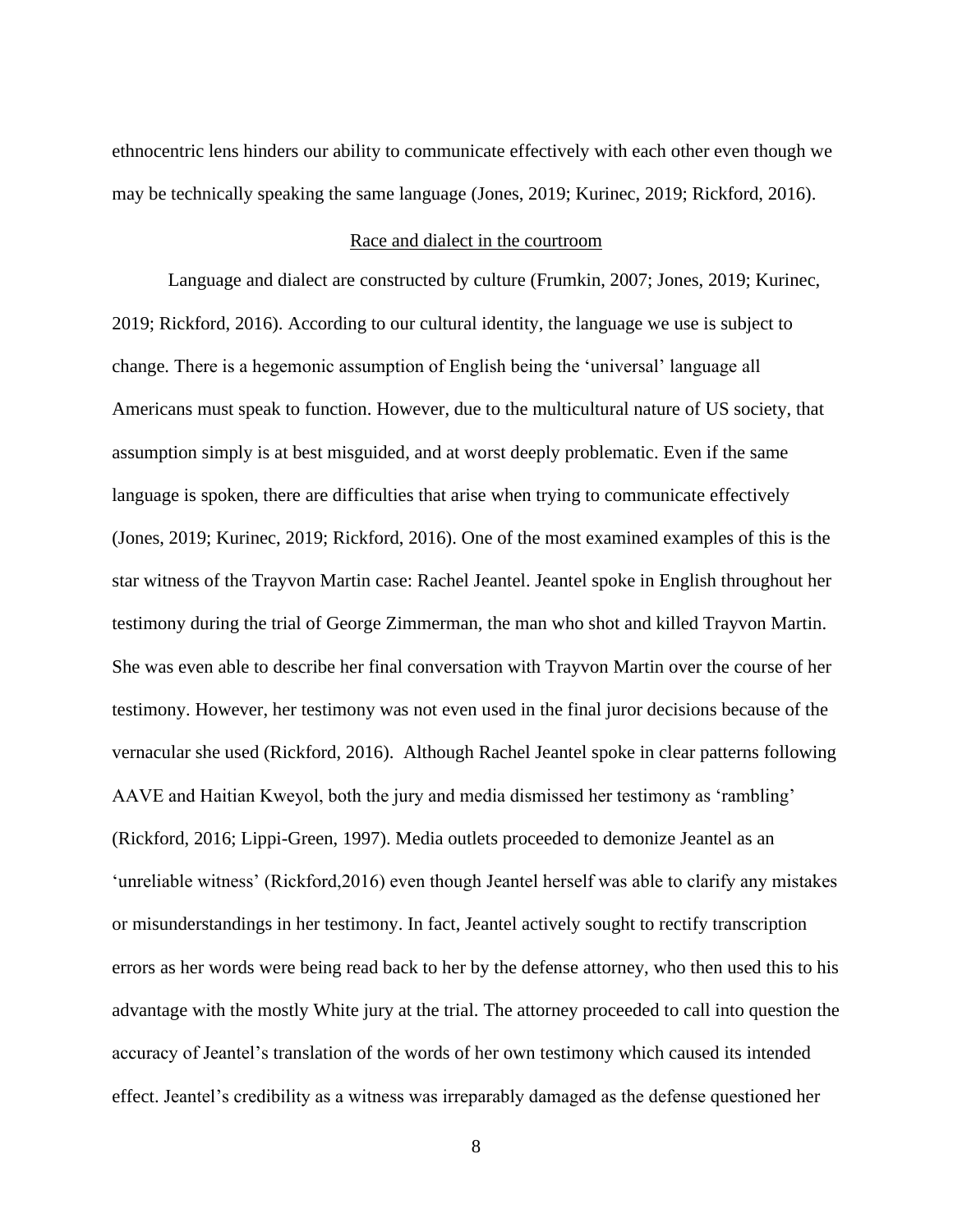ethnocentric lens hinders our ability to communicate effectively with each other even though we may be technically speaking the same language (Jones, 2019; Kurinec, 2019; Rickford, 2016).

## Race and dialect in the courtroom

Language and dialect are constructed by culture (Frumkin, 2007; Jones, 2019; Kurinec, 2019; Rickford, 2016). According to our cultural identity, the language we use is subject to change. There is a hegemonic assumption of English being the 'universal' language all Americans must speak to function. However, due to the multicultural nature of US society, that assumption simply is at best misguided, and at worst deeply problematic. Even if the same language is spoken, there are difficulties that arise when trying to communicate effectively (Jones, 2019; Kurinec, 2019; Rickford, 2016). One of the most examined examples of this is the star witness of the Trayvon Martin case: Rachel Jeantel. Jeantel spoke in English throughout her testimony during the trial of George Zimmerman, the man who shot and killed Trayvon Martin. She was even able to describe her final conversation with Trayvon Martin over the course of her testimony. However, her testimony was not even used in the final juror decisions because of the vernacular she used (Rickford, 2016). Although Rachel Jeantel spoke in clear patterns following AAVE and Haitian Kweyol, both the jury and media dismissed her testimony as 'rambling' (Rickford, 2016; Lippi-Green, 1997). Media outlets proceeded to demonize Jeantel as an 'unreliable witness' (Rickford,2016) even though Jeantel herself was able to clarify any mistakes or misunderstandings in her testimony. In fact, Jeantel actively sought to rectify transcription errors as her words were being read back to her by the defense attorney, who then used this to his advantage with the mostly White jury at the trial. The attorney proceeded to call into question the accuracy of Jeantel's translation of the words of her own testimony which caused its intended effect. Jeantel's credibility as a witness was irreparably damaged as the defense questioned her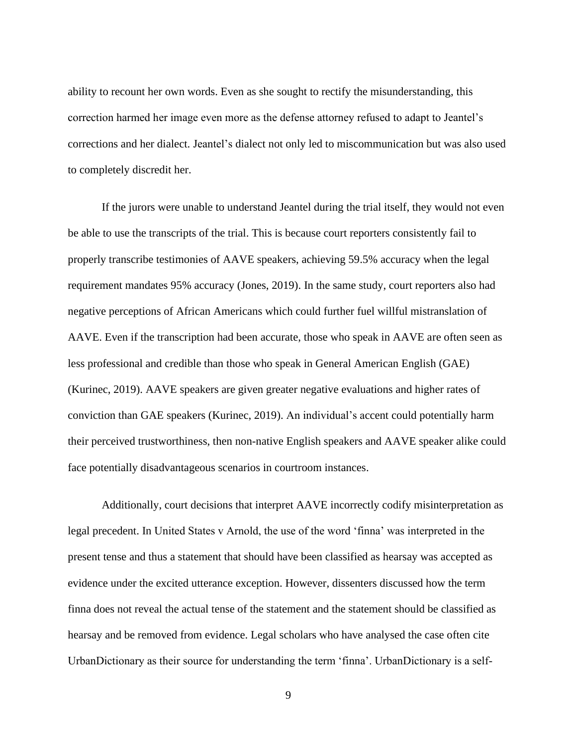ability to recount her own words. Even as she sought to rectify the misunderstanding, this correction harmed her image even more as the defense attorney refused to adapt to Jeantel's corrections and her dialect. Jeantel's dialect not only led to miscommunication but was also used to completely discredit her.

If the jurors were unable to understand Jeantel during the trial itself, they would not even be able to use the transcripts of the trial. This is because court reporters consistently fail to properly transcribe testimonies of AAVE speakers, achieving 59.5% accuracy when the legal requirement mandates 95% accuracy (Jones, 2019). In the same study, court reporters also had negative perceptions of African Americans which could further fuel willful mistranslation of AAVE. Even if the transcription had been accurate, those who speak in AAVE are often seen as less professional and credible than those who speak in General American English (GAE) (Kurinec, 2019). AAVE speakers are given greater negative evaluations and higher rates of conviction than GAE speakers (Kurinec, 2019). An individual's accent could potentially harm their perceived trustworthiness, then non-native English speakers and AAVE speaker alike could face potentially disadvantageous scenarios in courtroom instances.

Additionally, court decisions that interpret AAVE incorrectly codify misinterpretation as legal precedent. In United States v Arnold, the use of the word 'finna' was interpreted in the present tense and thus a statement that should have been classified as hearsay was accepted as evidence under the excited utterance exception. However, dissenters discussed how the term finna does not reveal the actual tense of the statement and the statement should be classified as hearsay and be removed from evidence. Legal scholars who have analysed the case often cite UrbanDictionary as their source for understanding the term 'finna'. UrbanDictionary is a self-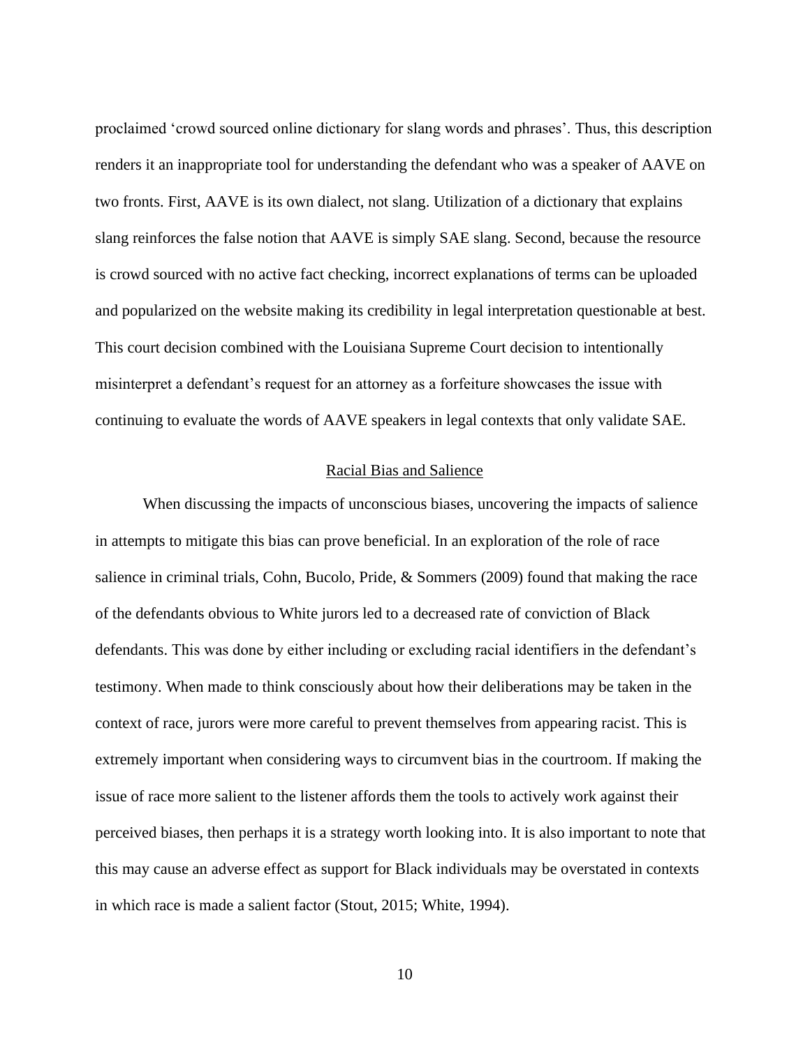proclaimed 'crowd sourced online dictionary for slang words and phrases'. Thus, this description renders it an inappropriate tool for understanding the defendant who was a speaker of AAVE on two fronts. First, AAVE is its own dialect, not slang. Utilization of a dictionary that explains slang reinforces the false notion that AAVE is simply SAE slang. Second, because the resource is crowd sourced with no active fact checking, incorrect explanations of terms can be uploaded and popularized on the website making its credibility in legal interpretation questionable at best. This court decision combined with the Louisiana Supreme Court decision to intentionally misinterpret a defendant's request for an attorney as a forfeiture showcases the issue with continuing to evaluate the words of AAVE speakers in legal contexts that only validate SAE.

## Racial Bias and Salience

When discussing the impacts of unconscious biases, uncovering the impacts of salience in attempts to mitigate this bias can prove beneficial. In an exploration of the role of race salience in criminal trials, Cohn, Bucolo, Pride, & Sommers (2009) found that making the race of the defendants obvious to White jurors led to a decreased rate of conviction of Black defendants. This was done by either including or excluding racial identifiers in the defendant's testimony. When made to think consciously about how their deliberations may be taken in the context of race, jurors were more careful to prevent themselves from appearing racist. This is extremely important when considering ways to circumvent bias in the courtroom. If making the issue of race more salient to the listener affords them the tools to actively work against their perceived biases, then perhaps it is a strategy worth looking into. It is also important to note that this may cause an adverse effect as support for Black individuals may be overstated in contexts in which race is made a salient factor (Stout, 2015; White, 1994).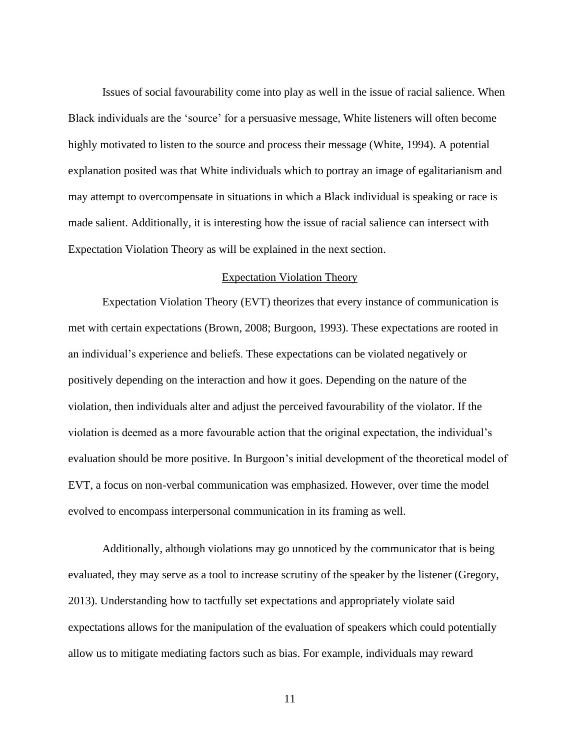Issues of social favourability come into play as well in the issue of racial salience. When Black individuals are the 'source' for a persuasive message, White listeners will often become highly motivated to listen to the source and process their message (White, 1994). A potential explanation posited was that White individuals which to portray an image of egalitarianism and may attempt to overcompensate in situations in which a Black individual is speaking or race is made salient. Additionally, it is interesting how the issue of racial salience can intersect with Expectation Violation Theory as will be explained in the next section.

## Expectation Violation Theory

Expectation Violation Theory (EVT) theorizes that every instance of communication is met with certain expectations (Brown, 2008; Burgoon, 1993). These expectations are rooted in an individual's experience and beliefs. These expectations can be violated negatively or positively depending on the interaction and how it goes. Depending on the nature of the violation, then individuals alter and adjust the perceived favourability of the violator. If the violation is deemed as a more favourable action that the original expectation, the individual's evaluation should be more positive. In Burgoon's initial development of the theoretical model of EVT, a focus on non-verbal communication was emphasized. However, over time the model evolved to encompass interpersonal communication in its framing as well.

Additionally, although violations may go unnoticed by the communicator that is being evaluated, they may serve as a tool to increase scrutiny of the speaker by the listener (Gregory, 2013). Understanding how to tactfully set expectations and appropriately violate said expectations allows for the manipulation of the evaluation of speakers which could potentially allow us to mitigate mediating factors such as bias. For example, individuals may reward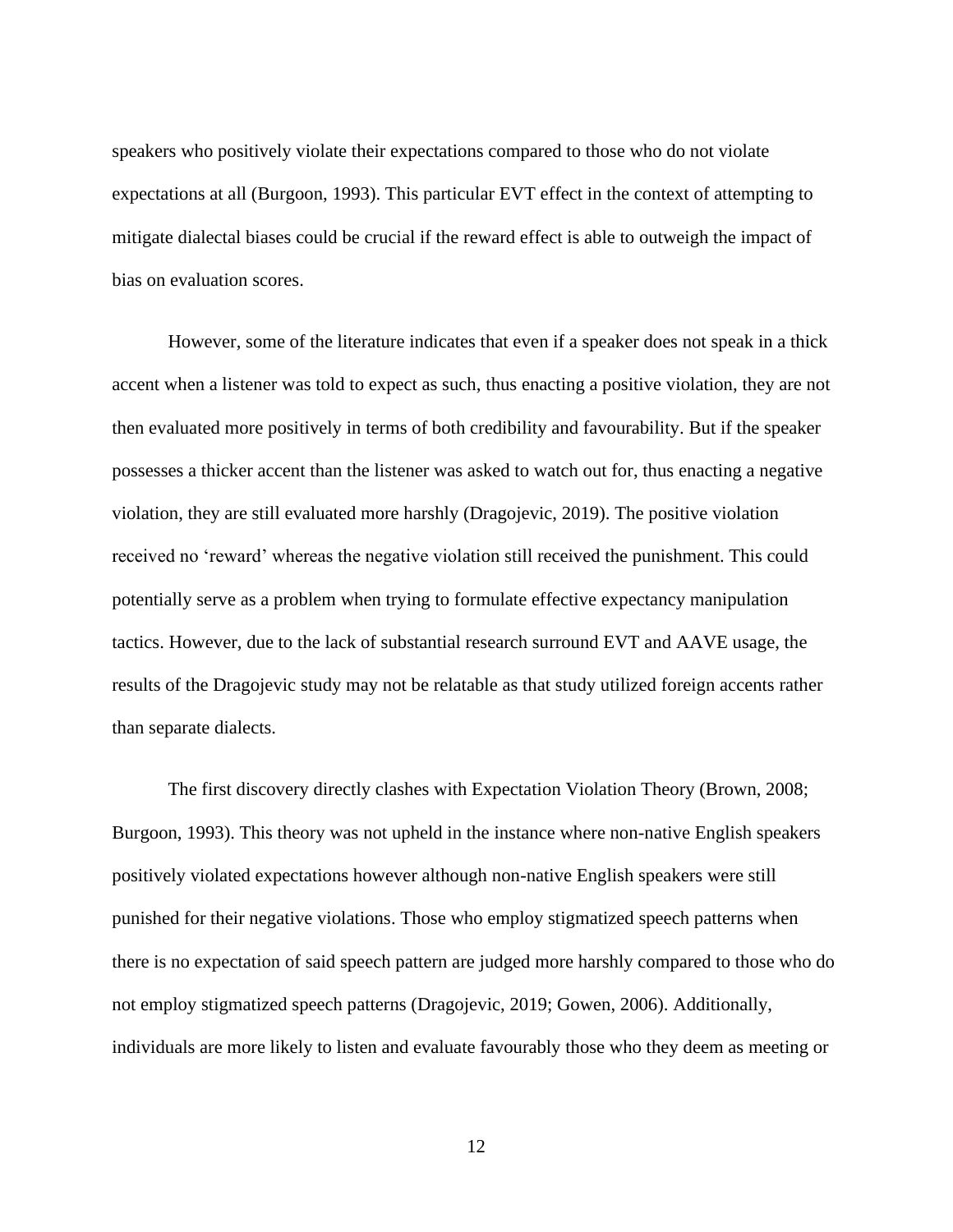speakers who positively violate their expectations compared to those who do not violate expectations at all (Burgoon, 1993). This particular EVT effect in the context of attempting to mitigate dialectal biases could be crucial if the reward effect is able to outweigh the impact of bias on evaluation scores.

However, some of the literature indicates that even if a speaker does not speak in a thick accent when a listener was told to expect as such, thus enacting a positive violation, they are not then evaluated more positively in terms of both credibility and favourability. But if the speaker possesses a thicker accent than the listener was asked to watch out for, thus enacting a negative violation, they are still evaluated more harshly (Dragojevic, 2019). The positive violation received no 'reward' whereas the negative violation still received the punishment. This could potentially serve as a problem when trying to formulate effective expectancy manipulation tactics. However, due to the lack of substantial research surround EVT and AAVE usage, the results of the Dragojevic study may not be relatable as that study utilized foreign accents rather than separate dialects.

The first discovery directly clashes with Expectation Violation Theory (Brown, 2008; Burgoon, 1993). This theory was not upheld in the instance where non-native English speakers positively violated expectations however although non-native English speakers were still punished for their negative violations. Those who employ stigmatized speech patterns when there is no expectation of said speech pattern are judged more harshly compared to those who do not employ stigmatized speech patterns (Dragojevic, 2019; Gowen, 2006). Additionally, individuals are more likely to listen and evaluate favourably those who they deem as meeting or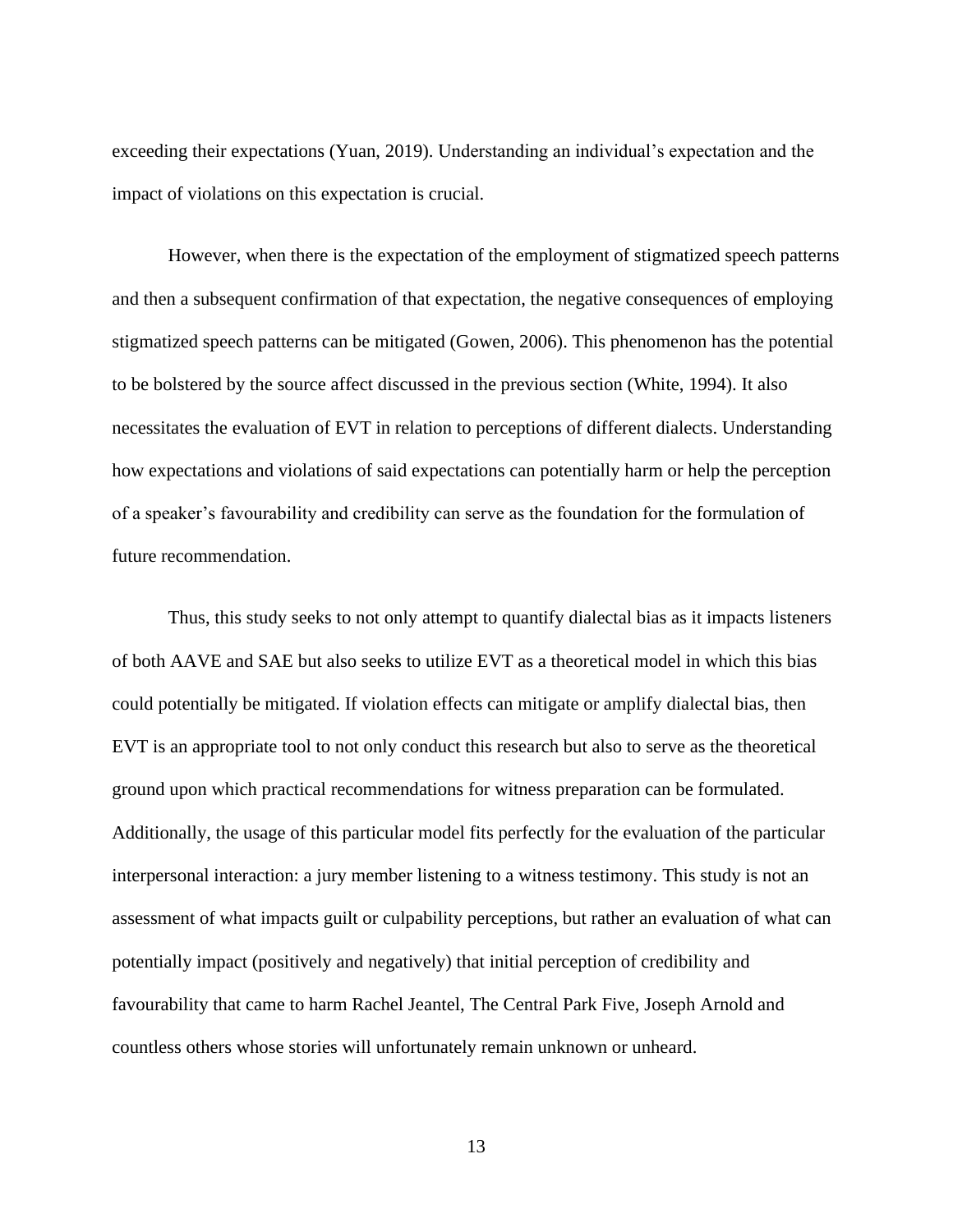exceeding their expectations (Yuan, 2019). Understanding an individual's expectation and the impact of violations on this expectation is crucial.

However, when there is the expectation of the employment of stigmatized speech patterns and then a subsequent confirmation of that expectation, the negative consequences of employing stigmatized speech patterns can be mitigated (Gowen, 2006). This phenomenon has the potential to be bolstered by the source affect discussed in the previous section (White, 1994). It also necessitates the evaluation of EVT in relation to perceptions of different dialects. Understanding how expectations and violations of said expectations can potentially harm or help the perception of a speaker's favourability and credibility can serve as the foundation for the formulation of future recommendation.

Thus, this study seeks to not only attempt to quantify dialectal bias as it impacts listeners of both AAVE and SAE but also seeks to utilize EVT as a theoretical model in which this bias could potentially be mitigated. If violation effects can mitigate or amplify dialectal bias, then EVT is an appropriate tool to not only conduct this research but also to serve as the theoretical ground upon which practical recommendations for witness preparation can be formulated. Additionally, the usage of this particular model fits perfectly for the evaluation of the particular interpersonal interaction: a jury member listening to a witness testimony. This study is not an assessment of what impacts guilt or culpability perceptions, but rather an evaluation of what can potentially impact (positively and negatively) that initial perception of credibility and favourability that came to harm Rachel Jeantel, The Central Park Five, Joseph Arnold and countless others whose stories will unfortunately remain unknown or unheard.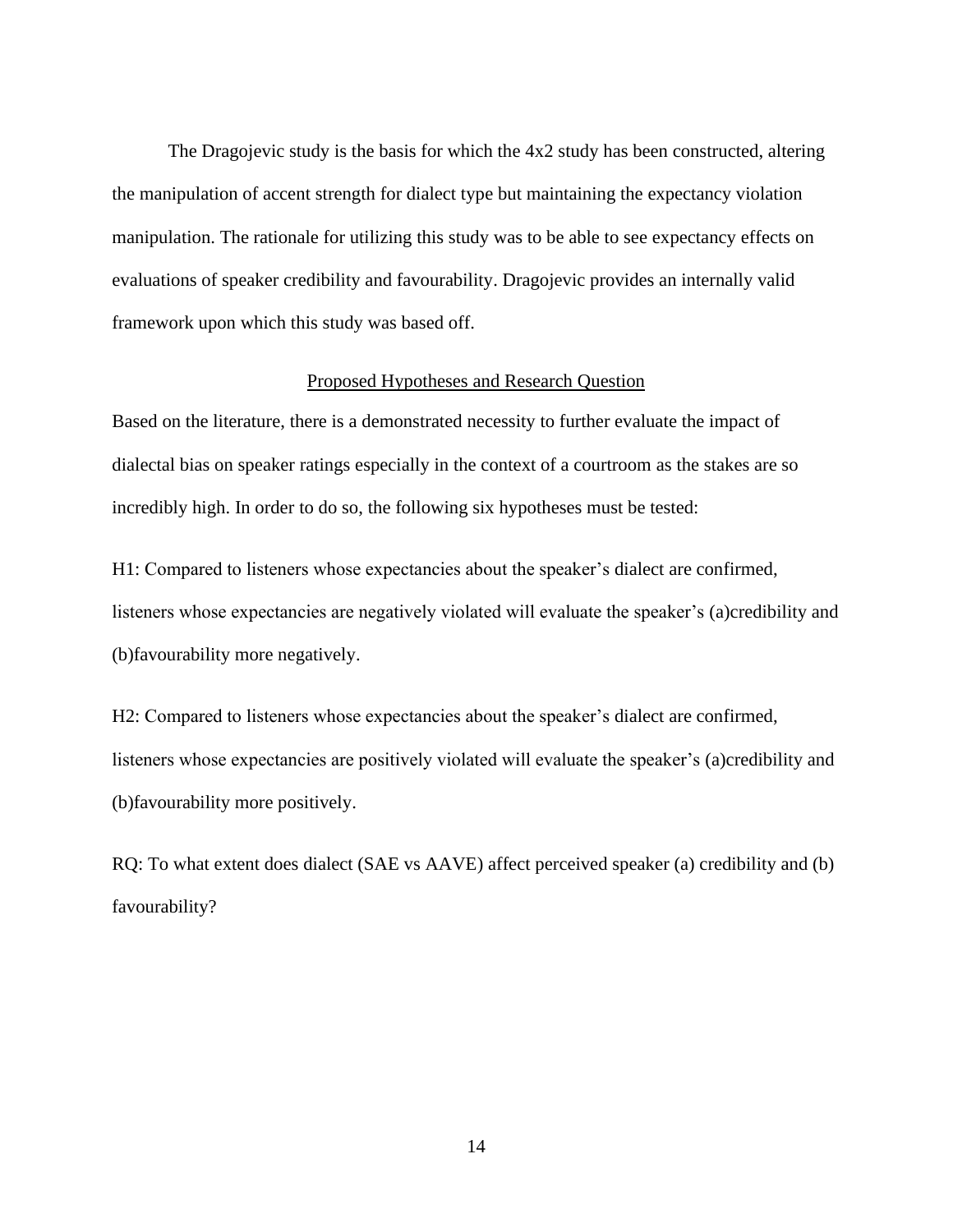The Dragojevic study is the basis for which the 4x2 study has been constructed, altering the manipulation of accent strength for dialect type but maintaining the expectancy violation manipulation. The rationale for utilizing this study was to be able to see expectancy effects on evaluations of speaker credibility and favourability. Dragojevic provides an internally valid framework upon which this study was based off.

## Proposed Hypotheses and Research Question

Based on the literature, there is a demonstrated necessity to further evaluate the impact of dialectal bias on speaker ratings especially in the context of a courtroom as the stakes are so incredibly high. In order to do so, the following six hypotheses must be tested:

H1: Compared to listeners whose expectancies about the speaker's dialect are confirmed, listeners whose expectancies are negatively violated will evaluate the speaker's (a)credibility and (b)favourability more negatively.

H2: Compared to listeners whose expectancies about the speaker's dialect are confirmed, listeners whose expectancies are positively violated will evaluate the speaker's (a)credibility and (b)favourability more positively.

RQ: To what extent does dialect (SAE vs AAVE) affect perceived speaker (a) credibility and (b) favourability?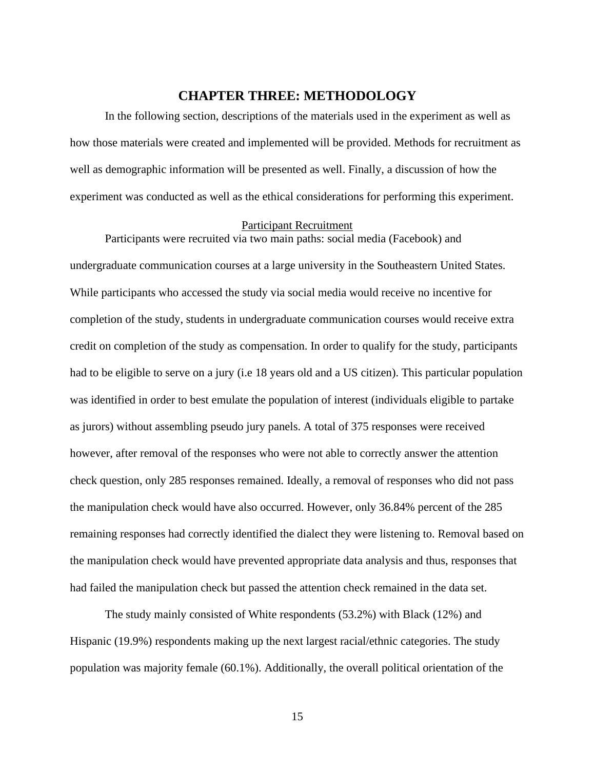# CHAPTER THREE: METHODOLOGY

In the following section, descriptions of the materials used in the experiment as well as how those materials were created and implemented will be provided. Methods for recruitment as well as demographic information will be presented as well. Finally, a discussion of how the experiment was conducted as well as the ethical considerations for performing this experiment.

## Participant Recruitment

Participants were recruited via two main paths: social media (Facebook) and undergraduate communication courses at a large university in the Southeastern United States. While participants who accessed the study via social media would receive no incentive for completion of the study, students in undergraduate communication courses would receive extra credit on completion of the study as compensation. In order to qualify for the study, participants had to be eligible to serve on a jury (i.e 18 years old and a US citizen). This particular population was identified in order to best emulate the population of interest (individuals eligible to partake as jurors) without assembling pseudo jury panels. A total of 375 responses were received however, after removal of the responses who were not able to correctly answer the attention check question, only 285 responses remained. Ideally, a removal of responses who did not pass the manipulation check would have also occurred. However, only 36.84% percent of the 285 remaining responses had correctly identified the dialect they were listening to. Removal based on the manipulation check would have prevented appropriate data analysis and thus, responses that had failed the manipulation check but passed the attention check remained in the data set.

The study mainly consisted of White respondents (53.2%) with Black (12%) and Hispanic (19.9%) respondents making up the next largest racial/ethnic categories. The study population was majority female (60.1%). Additionally, the overall political orientation of the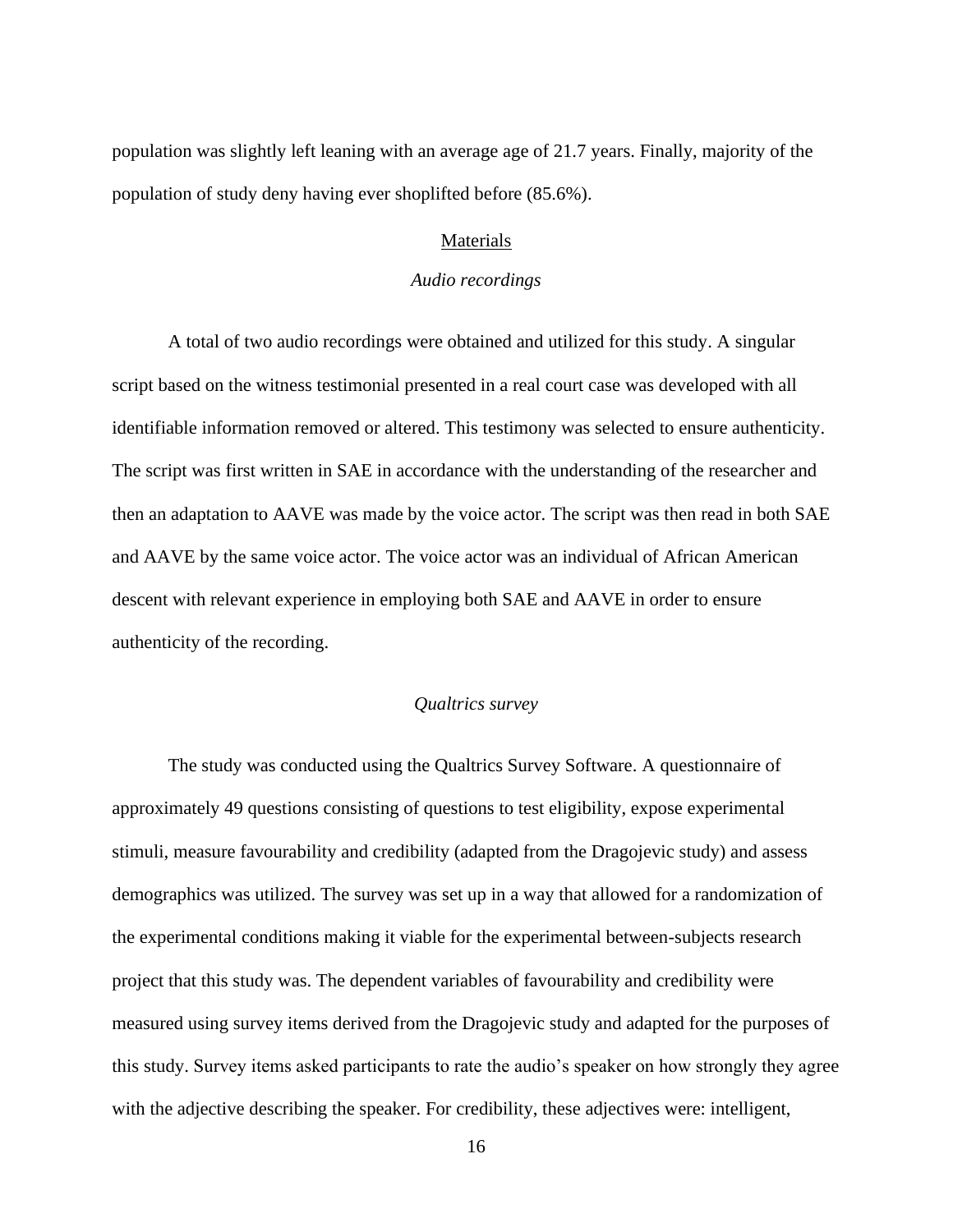population was slightly left leaning with an average age of 21.7 years. Finally, majority of the population of study deny having ever shoplifted before (85.6%).

## Materials

### *Audio recordings*

A total of two audio recordings were obtained and utilized for this study. A singular script based on the witness testimonial presented in a real court case was developed with all identifiable information removed or altered. This testimony was selected to ensure authenticity. The script was first written in SAE in accordance with the understanding of the researcher and then an adaptation to AAVE was made by the voice actor. The script was then read in both SAE and AAVE by the same voice actor. The voice actor was an individual of African American descent with relevant experience in employing both SAE and AAVE in order to ensure authenticity of the recording.

### *Qualtrics survey*

The study was conducted using the Qualtrics Survey Software. A questionnaire of approximately 49 questions consisting of questions to test eligibility, expose experimental stimuli, measure favourability and credibility (adapted from the Dragojevic study) and assess demographics was utilized. The survey was set up in a way that allowed for a randomization of the experimental conditions making it viable for the experimental between-subjects research project that this study was. The dependent variables of favourability and credibility were measured using survey items derived from the Dragojevic study and adapted for the purposes of this study. Survey items asked participants to rate the audio's speaker on how strongly they agree with the adjective describing the speaker. For credibility, these adjectives were: intelligent,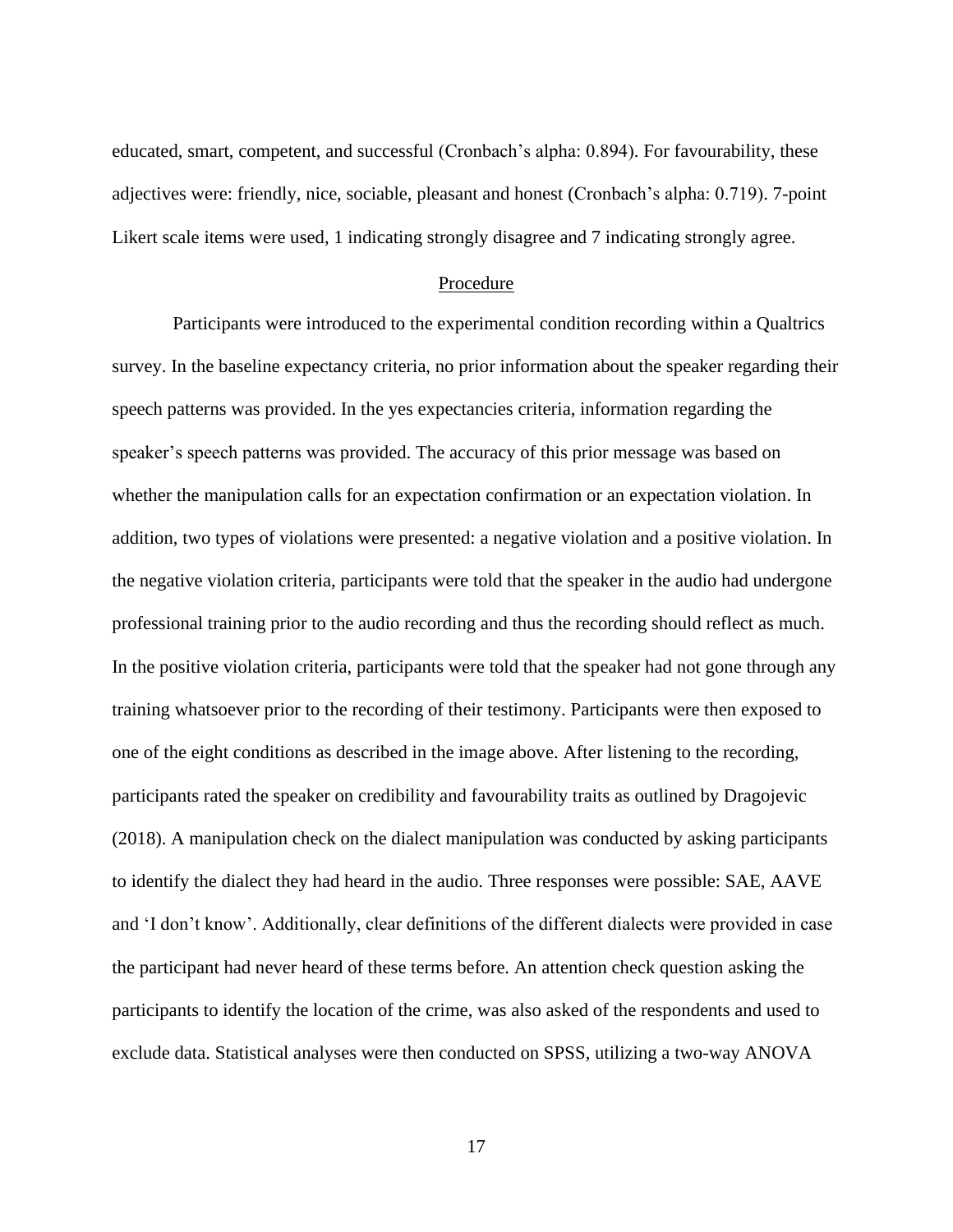educated, smart, competent, and successful (Cronbach's alpha: 0.894). For favourability, these adjectives were: friendly, nice, sociable, pleasant and honest (Cronbach's alpha: 0.719). 7-point Likert scale items were used, 1 indicating strongly disagree and 7 indicating strongly agree.

## Procedure

Participants were introduced to the experimental condition recording within a Qualtrics survey. In the baseline expectancy criteria, no prior information about the speaker regarding their speech patterns was provided. In the yes expectancies criteria, information regarding the speaker's speech patterns was provided. The accuracy of this prior message was based on whether the manipulation calls for an expectation confirmation or an expectation violation. In addition, two types of violations were presented: a negative violation and a positive violation. In the negative violation criteria, participants were told that the speaker in the audio had undergone professional training prior to the audio recording and thus the recording should reflect as much. In the positive violation criteria, participants were told that the speaker had not gone through any training whatsoever prior to the recording of their testimony. Participants were then exposed to one of the eight conditions as described in the image above. After listening to the recording, participants rated the speaker on credibility and favourability traits as outlined by Dragojevic (2018). A manipulation check on the dialect manipulation was conducted by asking participants to identify the dialect they had heard in the audio. Three responses were possible: SAE, AAVE and 'I don't know'. Additionally, clear definitions of the different dialects were provided in case the participant had never heard of these terms before. An attention check question asking the participants to identify the location of the crime, was also asked of the respondents and used to exclude data. Statistical analyses were then conducted on SPSS, utilizing a two-way ANOVA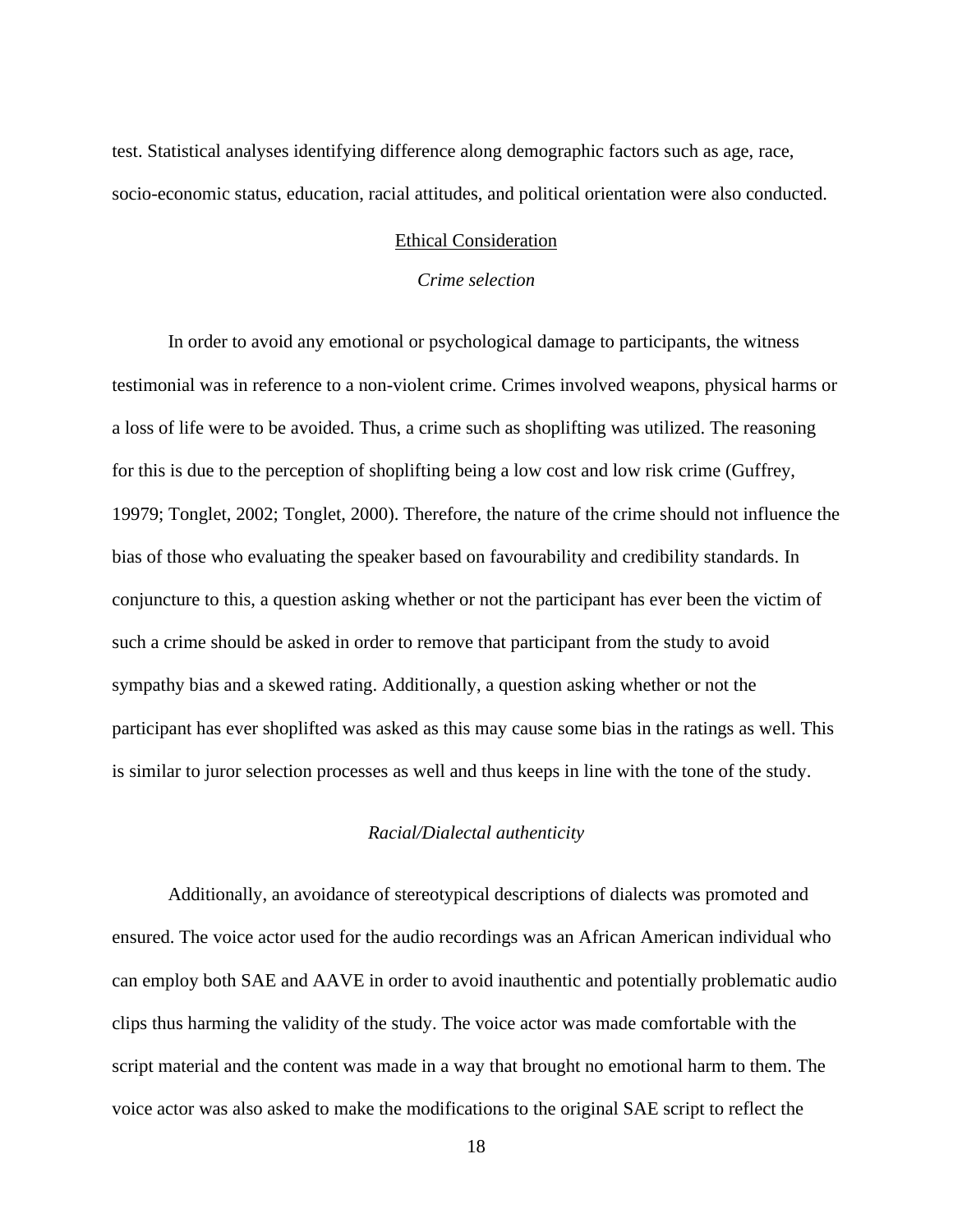test. Statistical analyses identifying difference along demographic factors such as age, race, socio-economic status, education, racial attitudes, and political orientation were also conducted.

## Ethical Consideration

### *Crime selection*

In order to avoid any emotional or psychological damage to participants, the witness testimonial was in reference to a non-violent crime. Crimes involved weapons, physical harms or a loss of life were to be avoided. Thus, a crime such as shoplifting was utilized. The reasoning for this is due to the perception of shoplifting being a low cost and low risk crime (Guffrey, 19979; Tonglet, 2002; Tonglet, 2000). Therefore, the nature of the crime should not influence the bias of those who evaluating the speaker based on favourability and credibility standards. In conjuncture to this, a question asking whether or not the participant has ever been the victim of such a crime should be asked in order to remove that participant from the study to avoid sympathy bias and a skewed rating. Additionally, a question asking whether or not the participant has ever shoplifted was asked as this may cause some bias in the ratings as well. This is similar to juror selection processes as well and thus keeps in line with the tone of the study.

### *Racial/Dialectal authenticity*

Additionally, an avoidance of stereotypical descriptions of dialects was promoted and ensured. The voice actor used for the audio recordings was an African American individual who can employ both SAE and AAVE in order to avoid inauthentic and potentially problematic audio clips thus harming the validity of the study. The voice actor was made comfortable with the script material and the content was made in a way that brought no emotional harm to them. The voice actor was also asked to make the modifications to the original SAE script to reflect the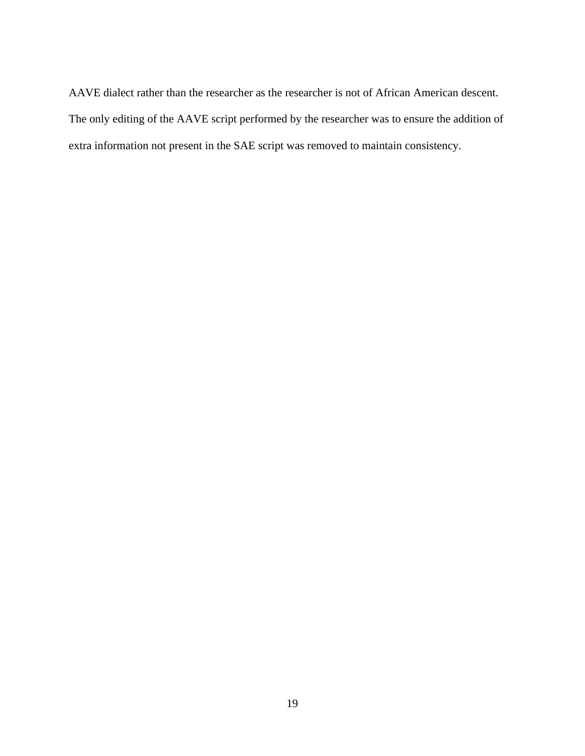AAVE dialect rather than the researcher as the researcher is not of African American descent. The only editing of the AAVE script performed by the researcher was to ensure the addition of extra information not present in the SAE script was removed to maintain consistency.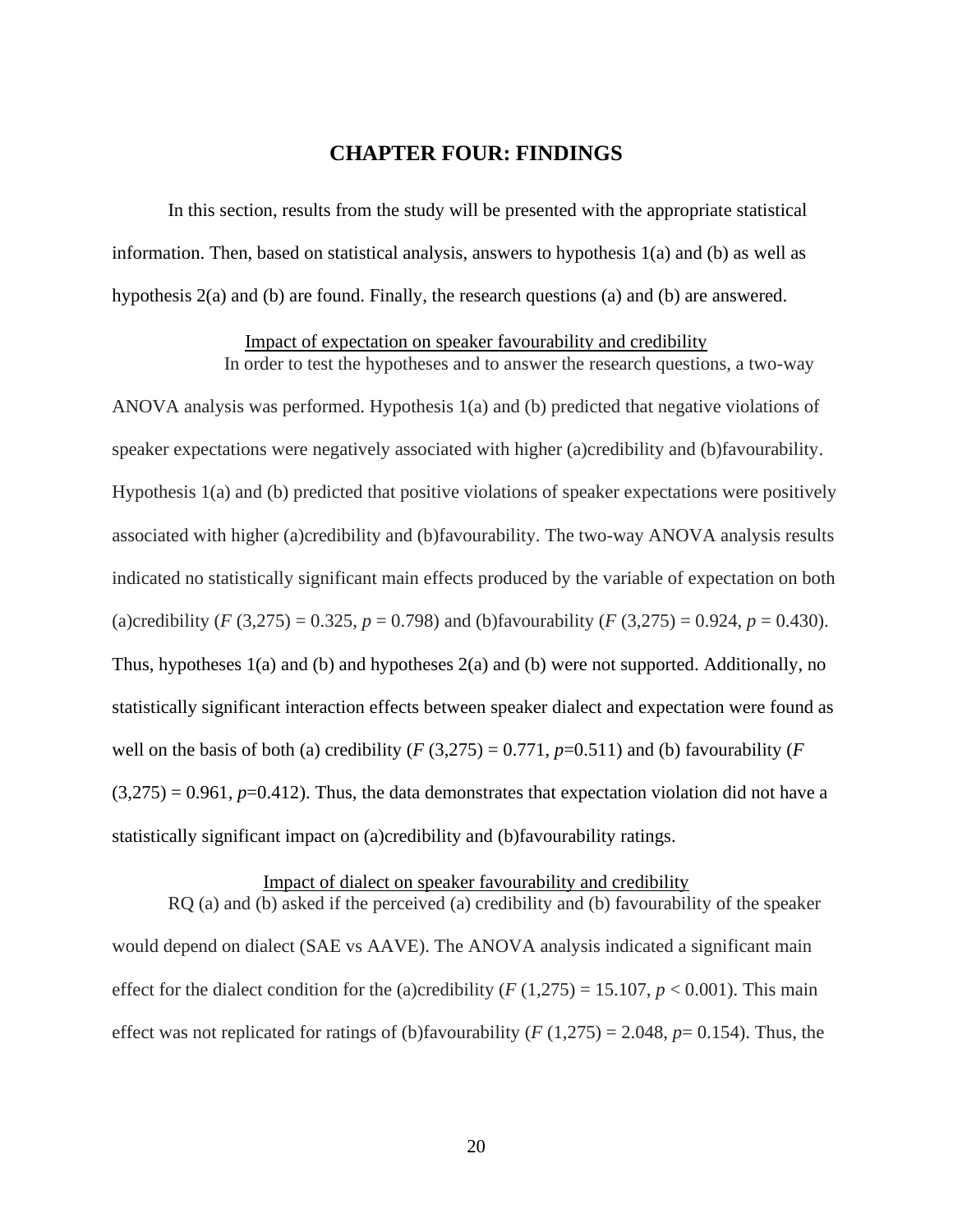# CHAPTER FOUR: FINDINGS

In this section, results from the study will be presented with the appropriate statistical information. Then, based on statistical analysis, answers to hypothesis 1(a) and (b) as well as hypothesis 2(a) and (b) are found. Finally, the research questions (a) and (b) are answered.

## Impact of expectation on speaker favourability and credibility

In order to test the hypotheses and to answer the research questions, a two-way ANOVA analysis was performed. Hypothesis 1(a) and (b) predicted that negative violations of speaker expectations were negatively associated with higher (a)credibility and (b)favourability. Hypothesis 1(a) and (b) predicted that positive violations of speaker expectations were positively associated with higher (a)credibility and (b)favourability. The two-way ANOVA analysis results indicated no statistically significant main effects produced by the variable of expectation on both (a)credibility ($F$ (3,275) = 0.325, $p$ = 0.798) and (b)favourability ($F$ (3,275) = 0.924, $p$ = 0.430). Thus, hypotheses 1(a) and (b) and hypotheses 2(a) and (b) were not supported. Additionally, no statistically significant interaction effects between speaker dialect and expectation were found as well on the basis of both (a) credibility ($F$ (3,275) = 0.771, $p$=0.511) and (b) favourability ($F$ (3,275) = 0.961, $p$=0.412). Thus, the data demonstrates that expectation violation did not have a statistically significant impact on (a)credibility and (b)favourability ratings.

## Impact of dialect on speaker favourability and credibility

RQ (a) and (b) asked if the perceived (a) credibility and (b) favourability of the speaker would depend on dialect (SAE vs AAVE). The ANOVA analysis indicated a significant main effect for the dialect condition for the (a)credibility ($F$ (1,275) = 15.107, $p$ < 0.001). This main effect was not replicated for ratings of (b)favourability ($F$ (1,275) = 2.048, $p$= 0.154). Thus, the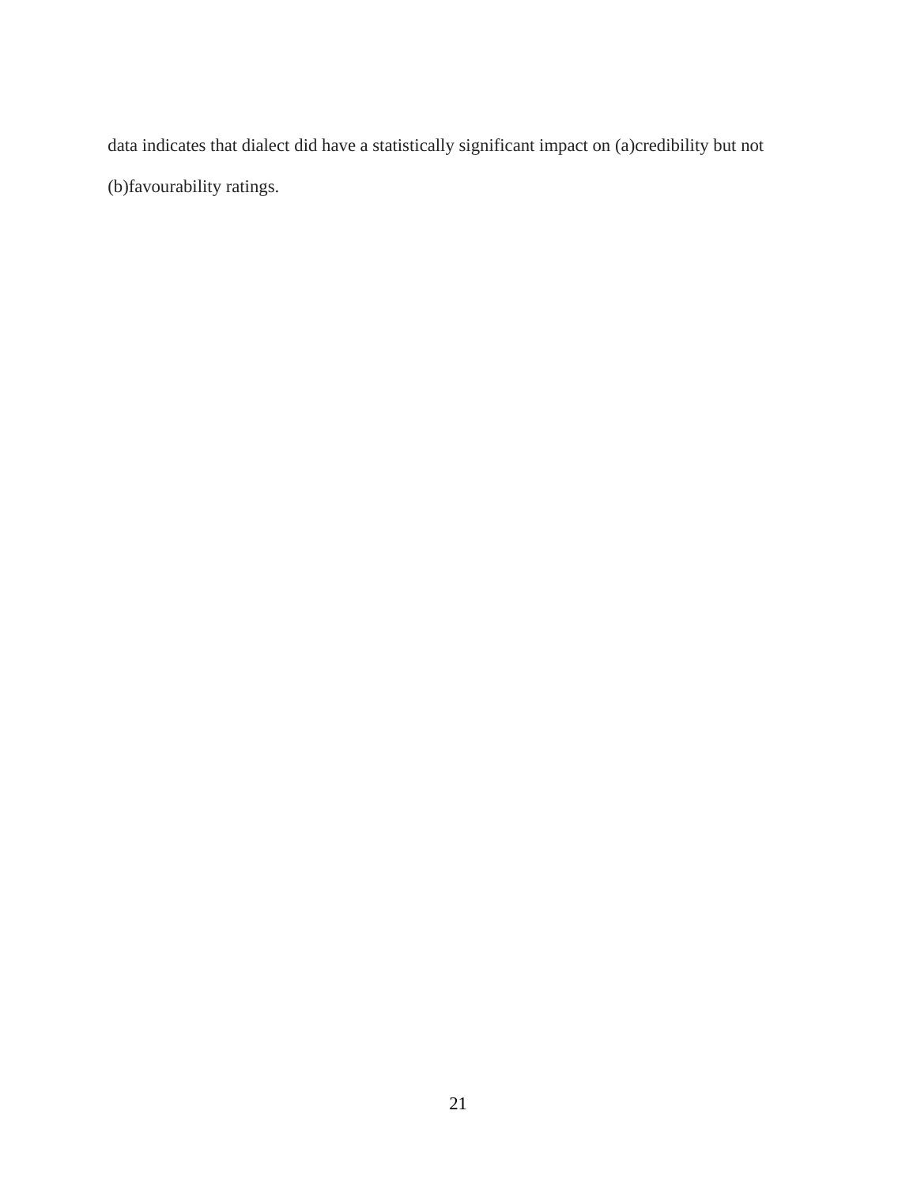data indicates that dialect did have a statistically significant impact on (a)credibility but not (b)favourability ratings.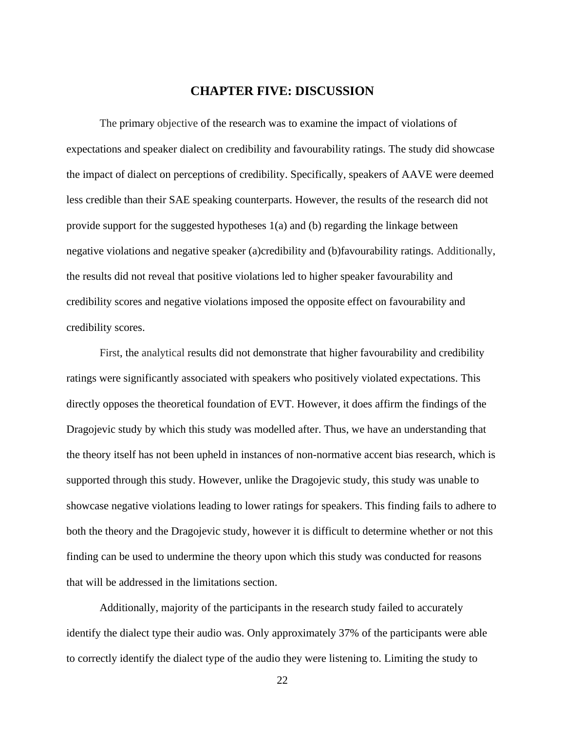# CHAPTER FIVE: DISCUSSION

The primary objective of the research was to examine the impact of violations of expectations and speaker dialect on credibility and favourability ratings. The study did showcase the impact of dialect on perceptions of credibility. Specifically, speakers of AAVE were deemed less credible than their SAE speaking counterparts. However, the results of the research did not provide support for the suggested hypotheses 1(a) and (b) regarding the linkage between negative violations and negative speaker (a)credibility and (b)favourability ratings. Additionally, the results did not reveal that positive violations led to higher speaker favourability and credibility scores and negative violations imposed the opposite effect on favourability and credibility scores.

First, the analytical results did not demonstrate that higher favourability and credibility ratings were significantly associated with speakers who positively violated expectations. This directly opposes the theoretical foundation of EVT. However, it does affirm the findings of the Dragojevic study by which this study was modelled after. Thus, we have an understanding that the theory itself has not been upheld in instances of non-normative accent bias research, which is supported through this study. However, unlike the Dragojevic study, this study was unable to showcase negative violations leading to lower ratings for speakers. This finding fails to adhere to both the theory and the Dragojevic study, however it is difficult to determine whether or not this finding can be used to undermine the theory upon which this study was conducted for reasons that will be addressed in the limitations section.

Additionally, majority of the participants in the research study failed to accurately identify the dialect type their audio was. Only approximately 37% of the participants were able to correctly identify the dialect type of the audio they were listening to. Limiting the study to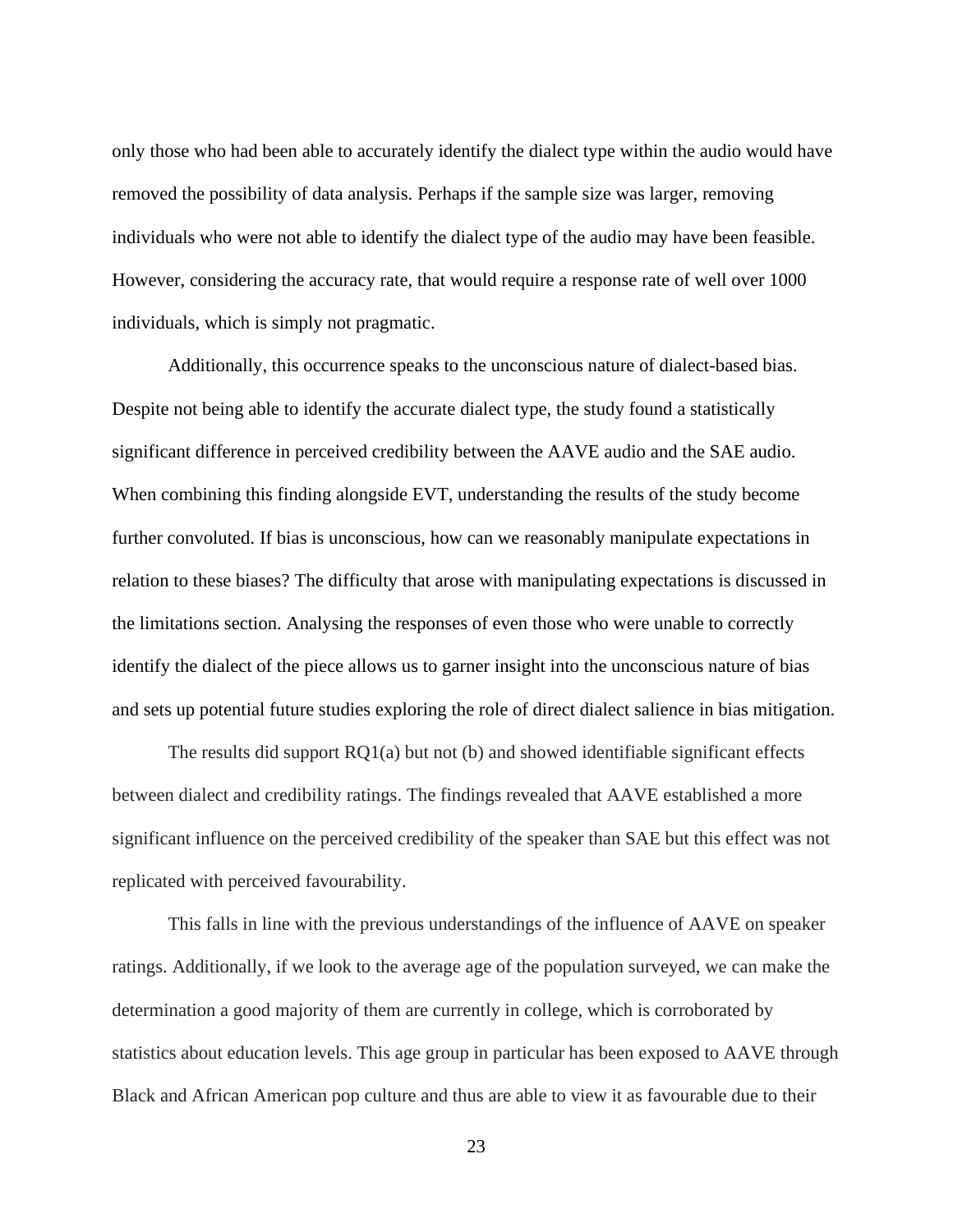only those who had been able to accurately identify the dialect type within the audio would have removed the possibility of data analysis. Perhaps if the sample size was larger, removing individuals who were not able to identify the dialect type of the audio may have been feasible. However, considering the accuracy rate, that would require a response rate of well over 1000 individuals, which is simply not pragmatic.

Additionally, this occurrence speaks to the unconscious nature of dialect-based bias. Despite not being able to identify the accurate dialect type, the study found a statistically significant difference in perceived credibility between the AAVE audio and the SAE audio. When combining this finding alongside EVT, understanding the results of the study become further convoluted. If bias is unconscious, how can we reasonably manipulate expectations in relation to these biases? The difficulty that arose with manipulating expectations is discussed in the limitations section. Analysing the responses of even those who were unable to correctly identify the dialect of the piece allows us to garner insight into the unconscious nature of bias and sets up potential future studies exploring the role of direct dialect salience in bias mitigation.

The results did support RQ1(a) but not (b) and showed identifiable significant effects between dialect and credibility ratings. The findings revealed that AAVE established a more significant influence on the perceived credibility of the speaker than SAE but this effect was not replicated with perceived favourability.

This falls in line with the previous understandings of the influence of AAVE on speaker ratings. Additionally, if we look to the average age of the population surveyed, we can make the determination a good majority of them are currently in college, which is corroborated by statistics about education levels. This age group in particular has been exposed to AAVE through Black and African American pop culture and thus are able to view it as favourable due to their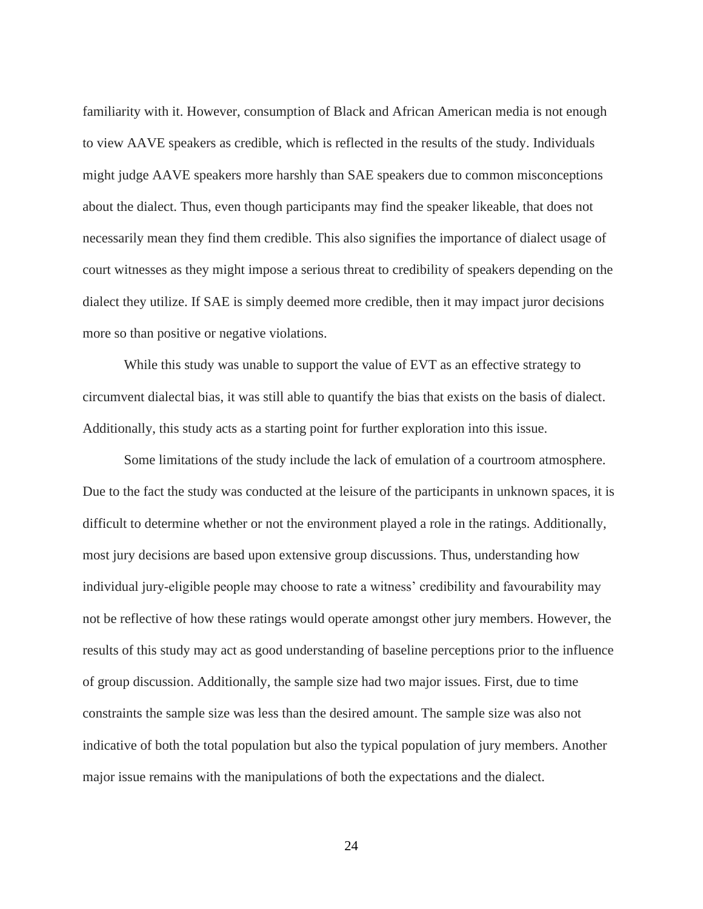familiarity with it. However, consumption of Black and African American media is not enough to view AAVE speakers as credible, which is reflected in the results of the study. Individuals might judge AAVE speakers more harshly than SAE speakers due to common misconceptions about the dialect. Thus, even though participants may find the speaker likeable, that does not necessarily mean they find them credible. This also signifies the importance of dialect usage of court witnesses as they might impose a serious threat to credibility of speakers depending on the dialect they utilize. If SAE is simply deemed more credible, then it may impact juror decisions more so than positive or negative violations.

While this study was unable to support the value of EVT as an effective strategy to circumvent dialectal bias, it was still able to quantify the bias that exists on the basis of dialect. Additionally, this study acts as a starting point for further exploration into this issue.

Some limitations of the study include the lack of emulation of a courtroom atmosphere. Due to the fact the study was conducted at the leisure of the participants in unknown spaces, it is difficult to determine whether or not the environment played a role in the ratings. Additionally, most jury decisions are based upon extensive group discussions. Thus, understanding how individual jury-eligible people may choose to rate a witness' credibility and favourability may not be reflective of how these ratings would operate amongst other jury members. However, the results of this study may act as good understanding of baseline perceptions prior to the influence of group discussion. Additionally, the sample size had two major issues. First, due to time constraints the sample size was less than the desired amount. The sample size was also not indicative of both the total population but also the typical population of jury members. Another major issue remains with the manipulations of both the expectations and the dialect.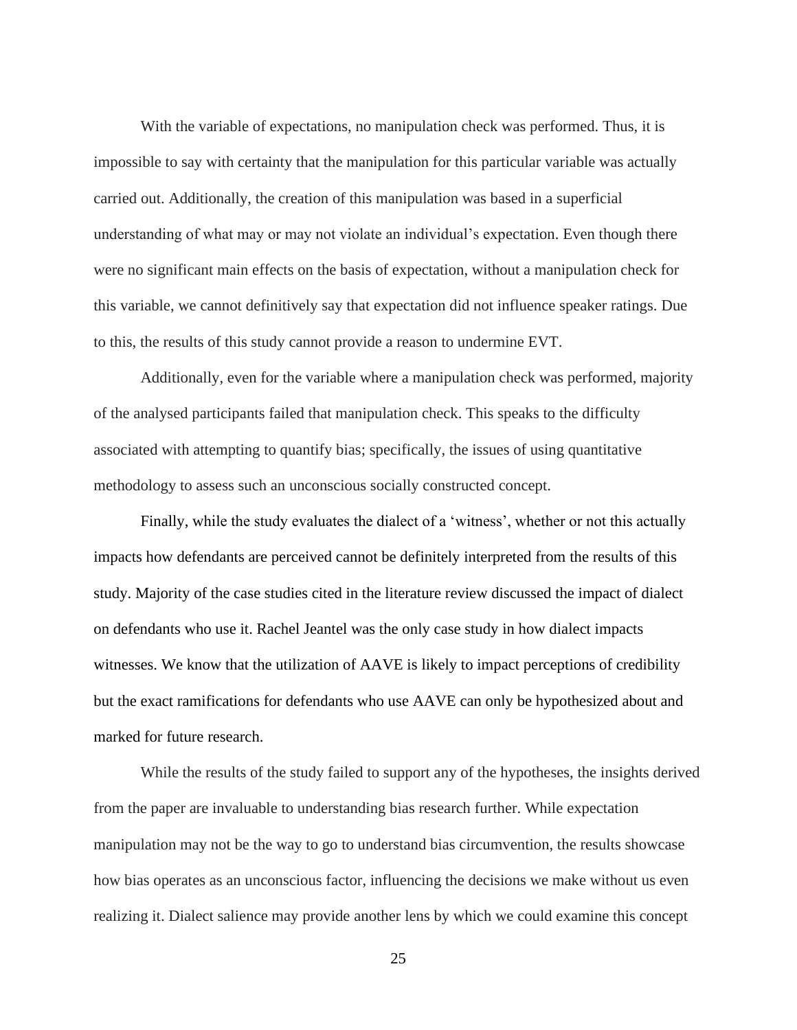With the variable of expectations, no manipulation check was performed. Thus, it is impossible to say with certainty that the manipulation for this particular variable was actually carried out. Additionally, the creation of this manipulation was based in a superficial understanding of what may or may not violate an individual's expectation. Even though there were no significant main effects on the basis of expectation, without a manipulation check for this variable, we cannot definitively say that expectation did not influence speaker ratings. Due to this, the results of this study cannot provide a reason to undermine EVT.

Additionally, even for the variable where a manipulation check was performed, majority of the analysed participants failed that manipulation check. This speaks to the difficulty associated with attempting to quantify bias; specifically, the issues of using quantitative methodology to assess such an unconscious socially constructed concept.

Finally, while the study evaluates the dialect of a 'witness', whether or not this actually impacts how defendants are perceived cannot be definitely interpreted from the results of this study. Majority of the case studies cited in the literature review discussed the impact of dialect on defendants who use it. Rachel Jeantel was the only case study in how dialect impacts witnesses. We know that the utilization of AAVE is likely to impact perceptions of credibility but the exact ramifications for defendants who use AAVE can only be hypothesized about and marked for future research.

While the results of the study failed to support any of the hypotheses, the insights derived from the paper are invaluable to understanding bias research further. While expectation manipulation may not be the way to go to understand bias circumvention, the results showcase how bias operates as an unconscious factor, influencing the decisions we make without us even realizing it. Dialect salience may provide another lens by which we could examine this concept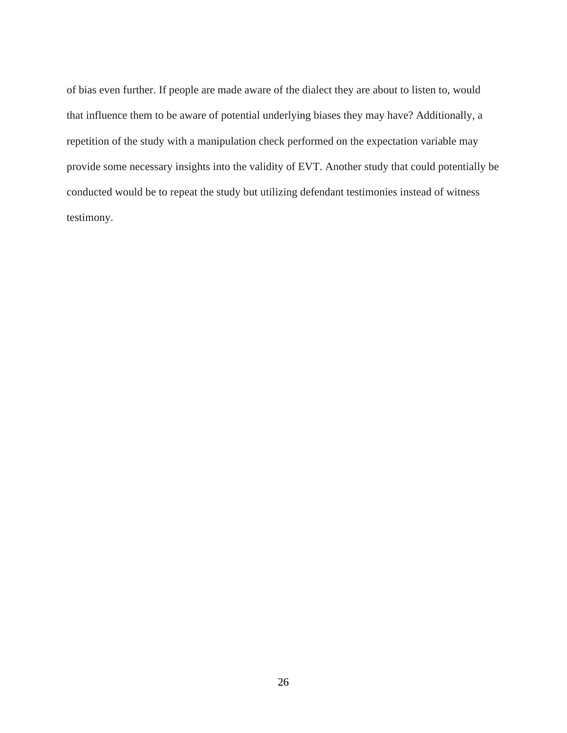of bias even further. If people are made aware of the dialect they are about to listen to, would that influence them to be aware of potential underlying biases they may have? Additionally, a repetition of the study with a manipulation check performed on the expectation variable may provide some necessary insights into the validity of EVT. Another study that could potentially be conducted would be to repeat the study but utilizing defendant testimonies instead of witness testimony.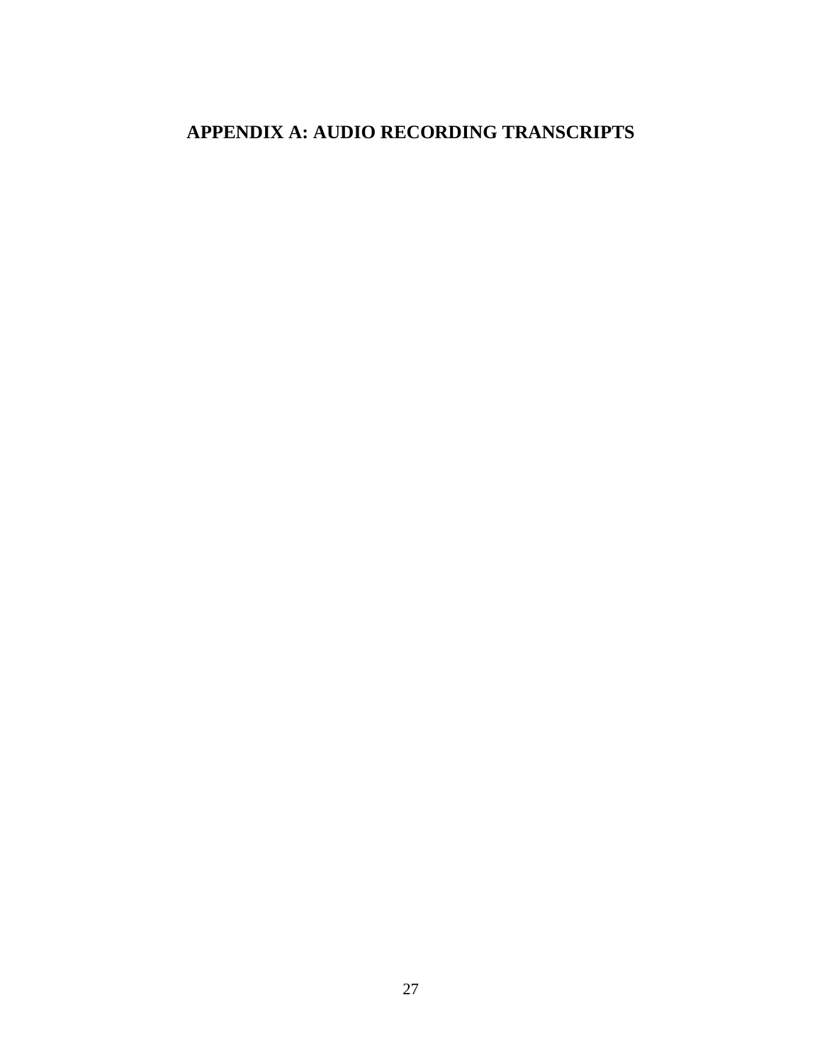# APPENDIX A: AUDIO RECORDING TRANSCRIPTS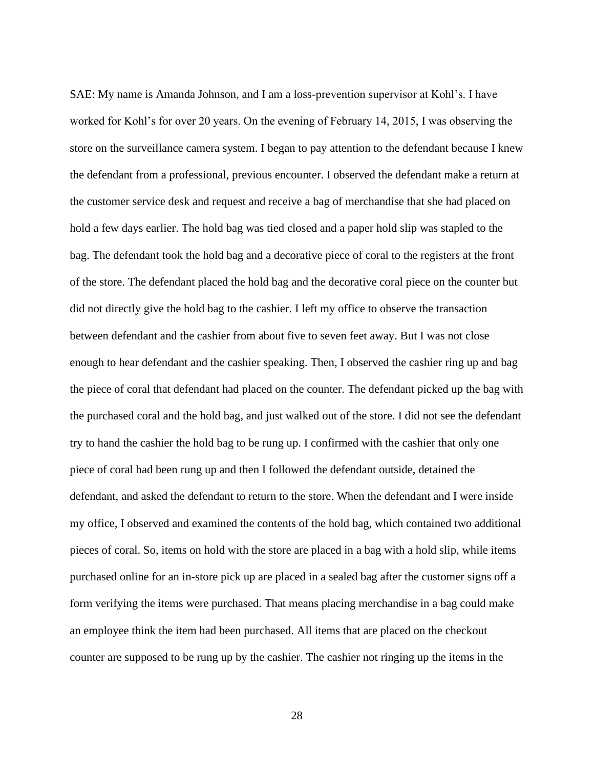SAE: My name is Amanda Johnson, and I am a loss-prevention supervisor at Kohl's. I have worked for Kohl's for over 20 years. On the evening of February 14, 2015, I was observing the store on the surveillance camera system. I began to pay attention to the defendant because I knew the defendant from a professional, previous encounter. I observed the defendant make a return at the customer service desk and request and receive a bag of merchandise that she had placed on hold a few days earlier. The hold bag was tied closed and a paper hold slip was stapled to the bag. The defendant took the hold bag and a decorative piece of coral to the registers at the front of the store. The defendant placed the hold bag and the decorative coral piece on the counter but did not directly give the hold bag to the cashier. I left my office to observe the transaction between defendant and the cashier from about five to seven feet away. But I was not close enough to hear defendant and the cashier speaking. Then, I observed the cashier ring up and bag the piece of coral that defendant had placed on the counter. The defendant picked up the bag with the purchased coral and the hold bag, and just walked out of the store. I did not see the defendant try to hand the cashier the hold bag to be rung up. I confirmed with the cashier that only one piece of coral had been rung up and then I followed the defendant outside, detained the defendant, and asked the defendant to return to the store. When the defendant and I were inside my office, I observed and examined the contents of the hold bag, which contained two additional pieces of coral. So, items on hold with the store are placed in a bag with a hold slip, while items purchased online for an in-store pick up are placed in a sealed bag after the customer signs off a form verifying the items were purchased. That means placing merchandise in a bag could make an employee think the item had been purchased. All items that are placed on the checkout counter are supposed to be rung up by the cashier. The cashier not ringing up the items in the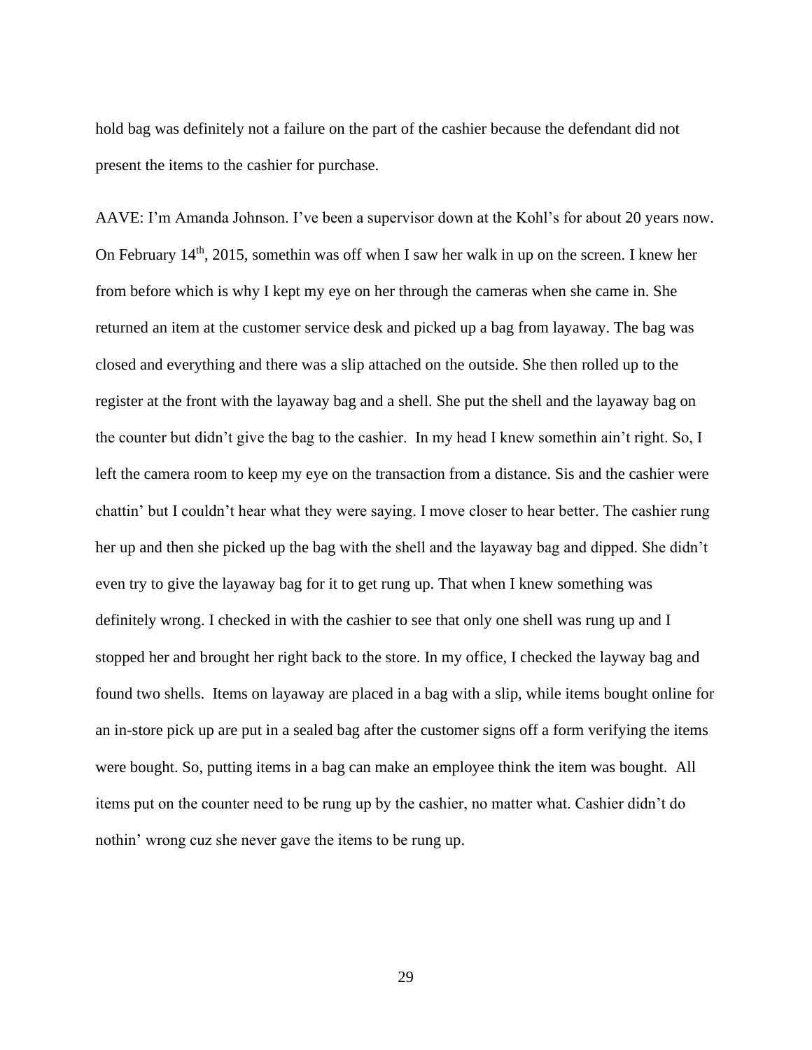hold bag was definitely not a failure on the part of the cashier because the defendant did not present the items to the cashier for purchase.

AAVE: I'm Amanda Johnson. I've been a supervisor down at the Kohl's for about 20 years now. On February 14th, 2015, somethin was off when I saw her walk in up on the screen. I knew her from before which is why I kept my eye on her through the cameras when she came in. She returned an item at the customer service desk and picked up a bag from layaway. The bag was closed and everything and there was a slip attached on the outside. She then rolled up to the register at the front with the layaway bag and a shell. She put the shell and the layaway bag on the counter but didn't give the bag to the cashier. In my head I knew somethin ain't right. So, I left the camera room to keep my eye on the transaction from a distance. Sis and the cashier were chattin' but I couldn't hear what they were saying. I move closer to hear better. The cashier rung her up and then she picked up the bag with the shell and the layaway bag and dipped. She didn't even try to give the layaway bag for it to get rung up. That when I knew something was definitely wrong. I checked in with the cashier to see that only one shell was rung up and I stopped her and brought her right back to the store. In my office, I checked the layway bag and found two shells. Items on layaway are placed in a bag with a slip, while items bought online for an in-store pick up are put in a sealed bag after the customer signs off a form verifying the items were bought. So, putting items in a bag can make an employee think the item was bought. All items put on the counter need to be rung up by the cashier, no matter what. Cashier didn't do nothin' wrong cuz she never gave the items to be rung up.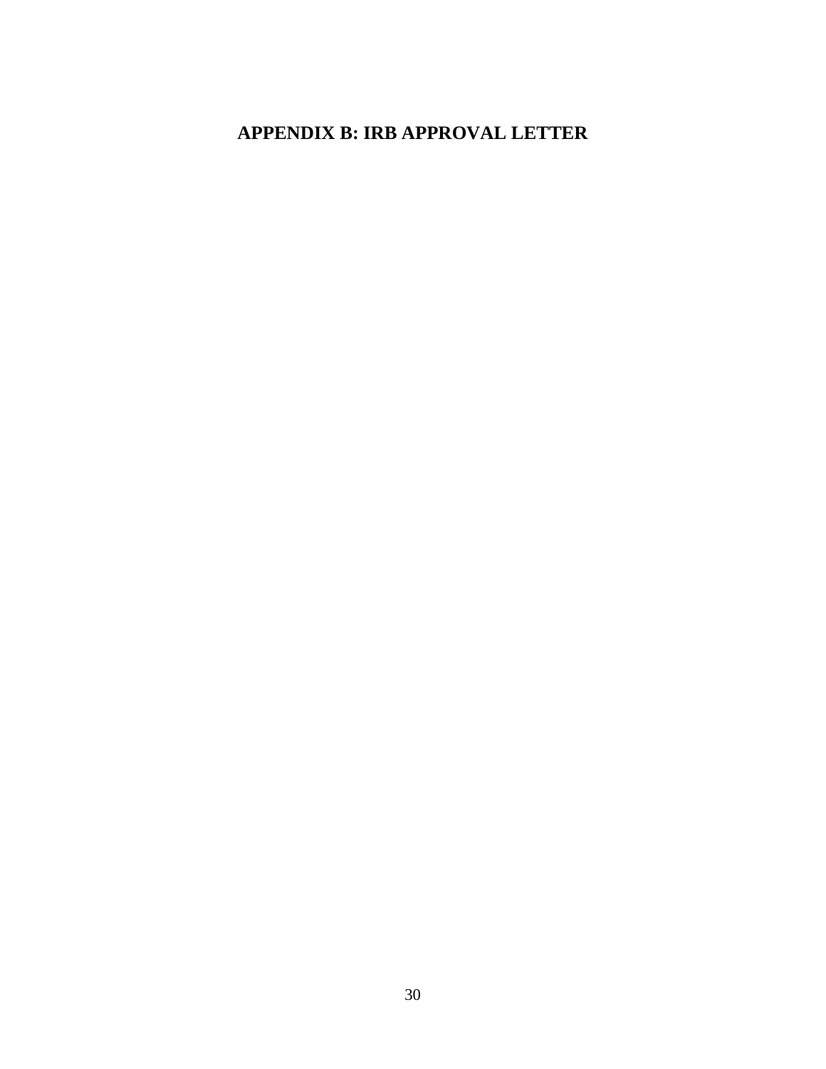# APPENDIX B: IRB APPROVAL LETTER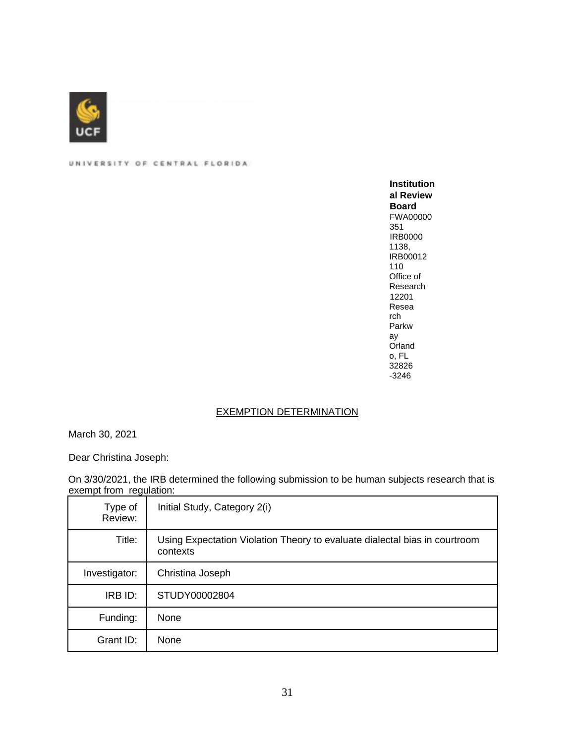UNIVERSITY OF CENTRAL FLORIDA

**Institutional Review Board**
FWA00000351
IRB00001138,
IRB00012110
Office of Research
12201 Research Parkway
Orlando, FL 32826-3246

## EXEMPTION DETERMINATION

March 30, 2021

Dear Christina Joseph:

On 3/30/2021, the IRB determined the following submission to be human subjects research that is exempt from regulation:

| Type of Review: | Initial Study, Category 2(i) |
|---|---|
| Title: | Using Expectation Violation Theory to evaluate dialectal bias in courtroom contexts |
| Investigator: | Christina Joseph |
| IRB ID: | STUDY00002804 |
| Funding: | None |
| Grant ID: | None |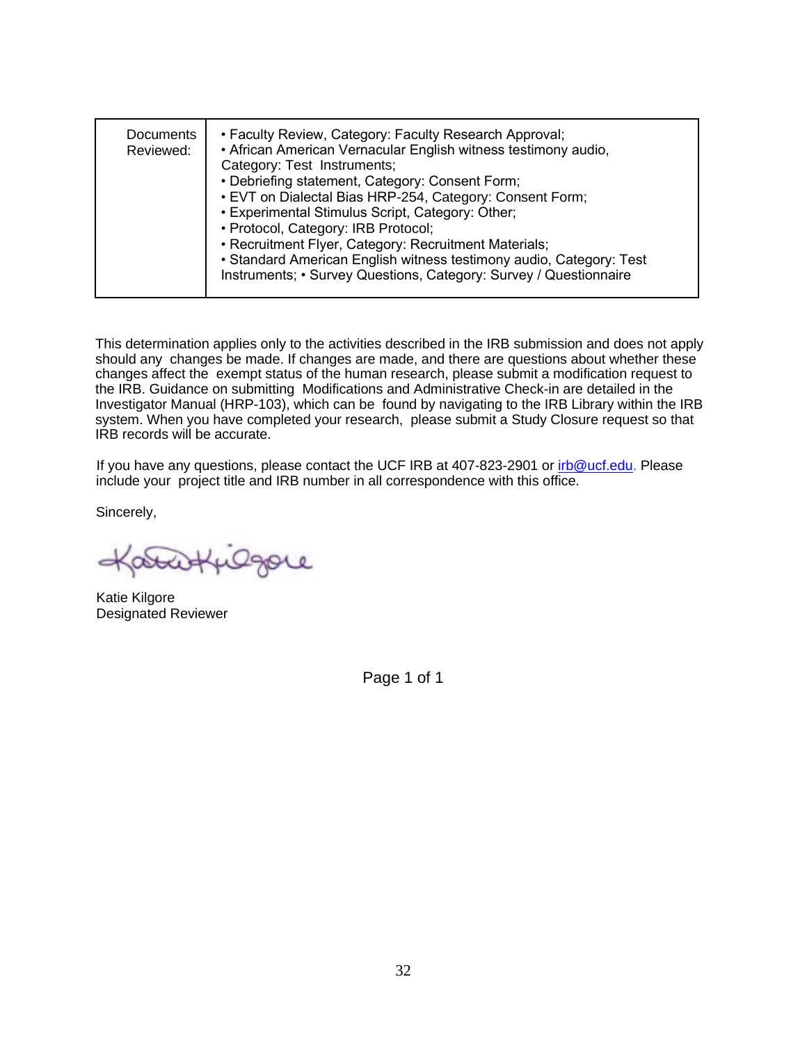| Documents Reviewed: | • Faculty Review, Category: Faculty Research Approval; • African American Vernacular English witness testimony audio, Category: Test Instruments; • Debriefing statement, Category: Consent Form; • EVT on Dialectal Bias HRP-254, Category: Consent Form; • Experimental Stimulus Script, Category: Other; • Protocol, Category: IRB Protocol; • Recruitment Flyer, Category: Recruitment Materials; • Standard American English witness testimony audio, Category: Test Instruments; • Survey Questions, Category: Survey / Questionnaire |
|---|---|

This determination applies only to the activities described in the IRB submission and does not apply should any changes be made. If changes are made, and there are questions about whether these changes affect the exempt status of the human research, please submit a modification request to the IRB. Guidance on submitting Modifications and Administrative Check-in are detailed in the Investigator Manual (HRP-103), which can be found by navigating to the IRB Library within the IRB system. When you have completed your research, please submit a Study Closure request so that IRB records will be accurate.

If you have any questions, please contact the UCF IRB at 407-823-2901 or irb@ucf.edu. Please include your project title and IRB number in all correspondence with this office.

Sincerely,

Katie Kilgore
Designated Reviewer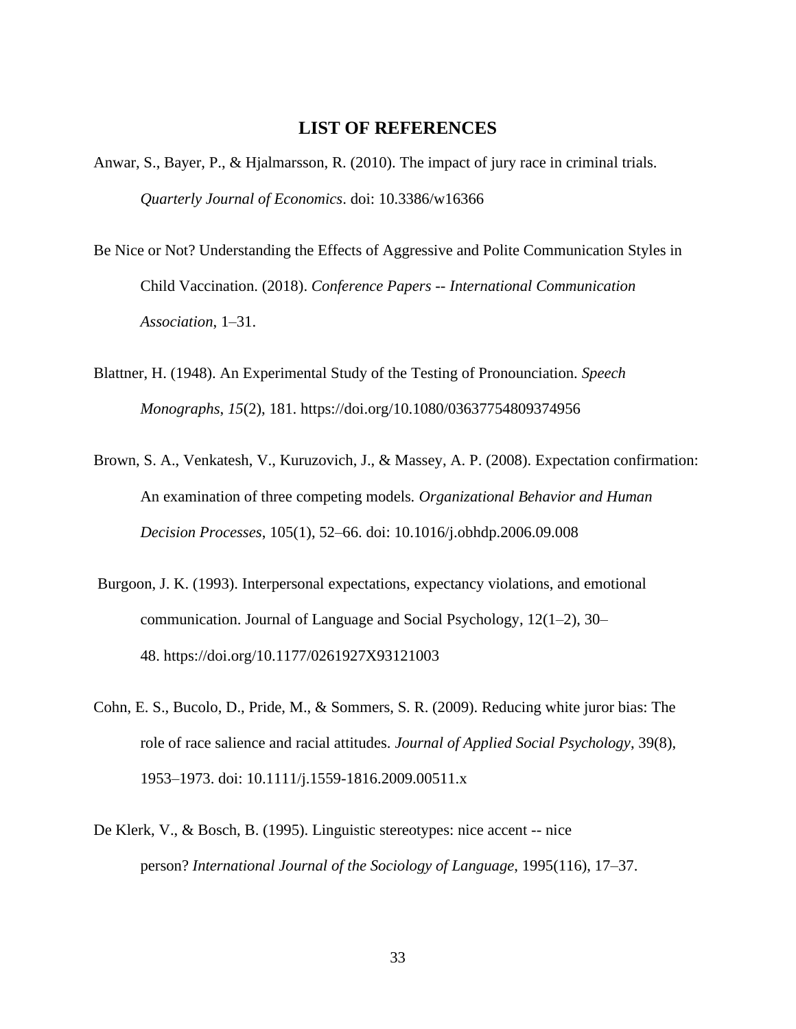# LIST OF REFERENCES

Anwar, S., Bayer, P., & Hjalmarsson, R. (2010). The impact of jury race in criminal trials. *Quarterly Journal of Economics*. doi: 10.3386/w16366

Be Nice or Not? Understanding the Effects of Aggressive and Polite Communication Styles in Child Vaccination. (2018). *Conference Papers -- International Communication Association*, 1–31.

Blattner, H. (1948). An Experimental Study of the Testing of Pronounciation. *Speech Monographs*, *15*(2), 181. https://doi.org/10.1080/03637754809374956

Brown, S. A., Venkatesh, V., Kuruzovich, J., & Massey, A. P. (2008). Expectation confirmation: An examination of three competing models. *Organizational Behavior and Human Decision Processes*, 105(1), 52–66. doi: 10.1016/j.obhdp.2006.09.008

Burgoon, J. K. (1993). Interpersonal expectations, expectancy violations, and emotional communication. Journal of Language and Social Psychology, 12(1–2), 30–48. https://doi.org/10.1177/0261927X93121003

Cohn, E. S., Bucolo, D., Pride, M., & Sommers, S. R. (2009). Reducing white juror bias: The role of race salience and racial attitudes. *Journal of Applied Social Psychology*, 39(8), 1953–1973. doi: 10.1111/j.1559-1816.2009.00511.x

De Klerk, V., & Bosch, B. (1995). Linguistic stereotypes: nice accent -- nice person? *International Journal of the Sociology of Language*, 1995(116), 17–37.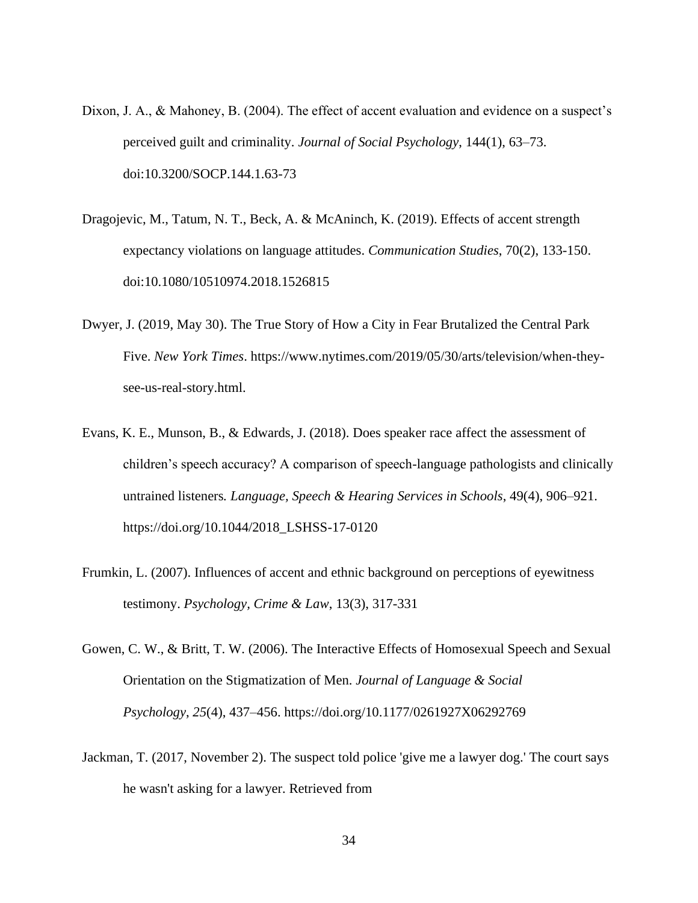Dixon, J. A., & Mahoney, B. (2004). The effect of accent evaluation and evidence on a suspect's perceived guilt and criminality. *Journal of Social Psychology*, 144(1), 63–73. doi:10.3200/SOCP.144.1.63-73

Dragojevic, M., Tatum, N. T., Beck, A. & McAninch, K. (2019). Effects of accent strength expectancy violations on language attitudes. *Communication Studies*, 70(2), 133-150. doi:10.1080/10510974.2018.1526815

Dwyer, J. (2019, May 30). The True Story of How a City in Fear Brutalized the Central Park Five. *New York Times*. https://www.nytimes.com/2019/05/30/arts/television/when-they-see-us-real-story.html.

Evans, K. E., Munson, B., & Edwards, J. (2018). Does speaker race affect the assessment of children's speech accuracy? A comparison of speech-language pathologists and clinically untrained listeners. *Language, Speech & Hearing Services in Schools*, 49(4), 906–921. https://doi.org/10.1044/2018_LSHSS-17-0120

Frumkin, L. (2007). Influences of accent and ethnic background on perceptions of eyewitness testimony. *Psychology, Crime & Law*, 13(3), 317-331

Gowen, C. W., & Britt, T. W. (2006). The Interactive Effects of Homosexual Speech and Sexual Orientation on the Stigmatization of Men. *Journal of Language & Social Psychology*, *25*(4), 437–456. https://doi.org/10.1177/0261927X06292769

Jackman, T. (2017, November 2). The suspect told police 'give me a lawyer dog.' The court says he wasn't asking for a lawyer. Retrieved from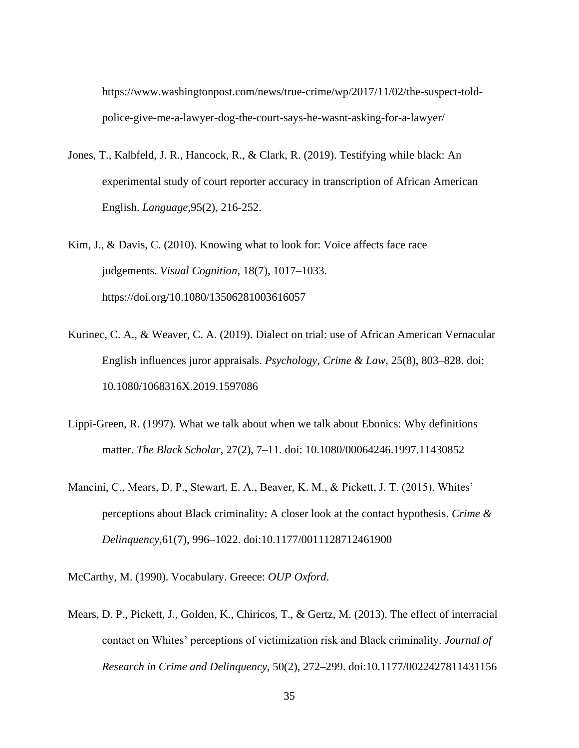https://www.washingtonpost.com/news/true-crime/wp/2017/11/02/the-suspect-told-police-give-me-a-lawyer-dog-the-court-says-he-wasnt-asking-for-a-lawyer/

Jones, T., Kalbfeld, J. R., Hancock, R., & Clark, R. (2019). Testifying while black: An experimental study of court reporter accuracy in transcription of African American English. *Language*,95(2), 216-252.

Kim, J., & Davis, C. (2010). Knowing what to look for: Voice affects face race judgements. *Visual Cognition*, 18(7), 1017–1033. https://doi.org/10.1080/13506281003616057

Kurinec, C. A., & Weaver, C. A. (2019). Dialect on trial: use of African American Vernacular English influences juror appraisals. *Psychology, Crime & Law*, 25(8), 803–828. doi: 10.1080/1068316X.2019.1597086

Lippi-Green, R. (1997). What we talk about when we talk about Ebonics: Why definitions matter. *The Black Scholar*, 27(2), 7–11. doi: 10.1080/00064246.1997.11430852

Mancini, C., Mears, D. P., Stewart, E. A., Beaver, K. M., & Pickett, J. T. (2015). Whites' perceptions about Black criminality: A closer look at the contact hypothesis. *Crime & Delinquency*,61(7), 996–1022. doi:10.1177/0011128712461900

McCarthy, M. (1990). Vocabulary. Greece: *OUP Oxford*.

Mears, D. P., Pickett, J., Golden, K., Chiricos, T., & Gertz, M. (2013). The effect of interracial contact on Whites' perceptions of victimization risk and Black criminality. *Journal of Research in Crime and Delinquency*, 50(2), 272–299. doi:10.1177/0022427811431156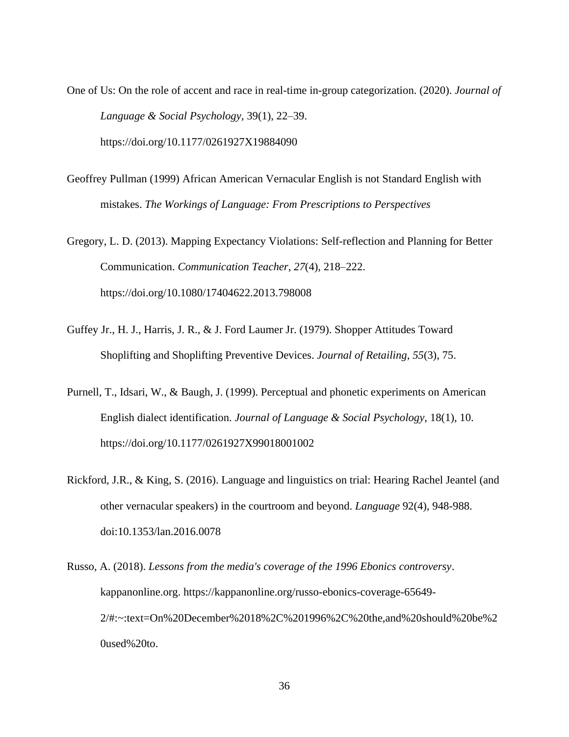One of Us: On the role of accent and race in real-time in-group categorization. (2020). *Journal of Language & Social Psychology*, 39(1), 22–39. https://doi.org/10.1177/0261927X19884090

Geoffrey Pullman (1999) African American Vernacular English is not Standard English with mistakes. *The Workings of Language: From Prescriptions to Perspectives*

Gregory, L. D. (2013). Mapping Expectancy Violations: Self-reflection and Planning for Better Communication. *Communication Teacher*, *27*(4), 218–222. https://doi.org/10.1080/17404622.2013.798008

Guffey Jr., H. J., Harris, J. R., & J. Ford Laumer Jr. (1979). Shopper Attitudes Toward Shoplifting and Shoplifting Preventive Devices. *Journal of Retailing*, *55*(3), 75.

Purnell, T., Idsari, W., & Baugh, J. (1999). Perceptual and phonetic experiments on American English dialect identification. *Journal of Language & Social Psychology*, 18(1), 10. https://doi.org/10.1177/0261927X99018001002

Rickford, J.R., & King, S. (2016). Language and linguistics on trial: Hearing Rachel Jeantel (and other vernacular speakers) in the courtroom and beyond. *Language* 92(4), 948-988. doi:10.1353/lan.2016.0078

Russo, A. (2018). *Lessons from the media's coverage of the 1996 Ebonics controversy*. kappanonline.org. https://kappanonline.org/russo-ebonics-coverage-65649-2/#:~:text=On%20December%2018%2C%201996%2C%20the,and%20should%20be%20used%20to.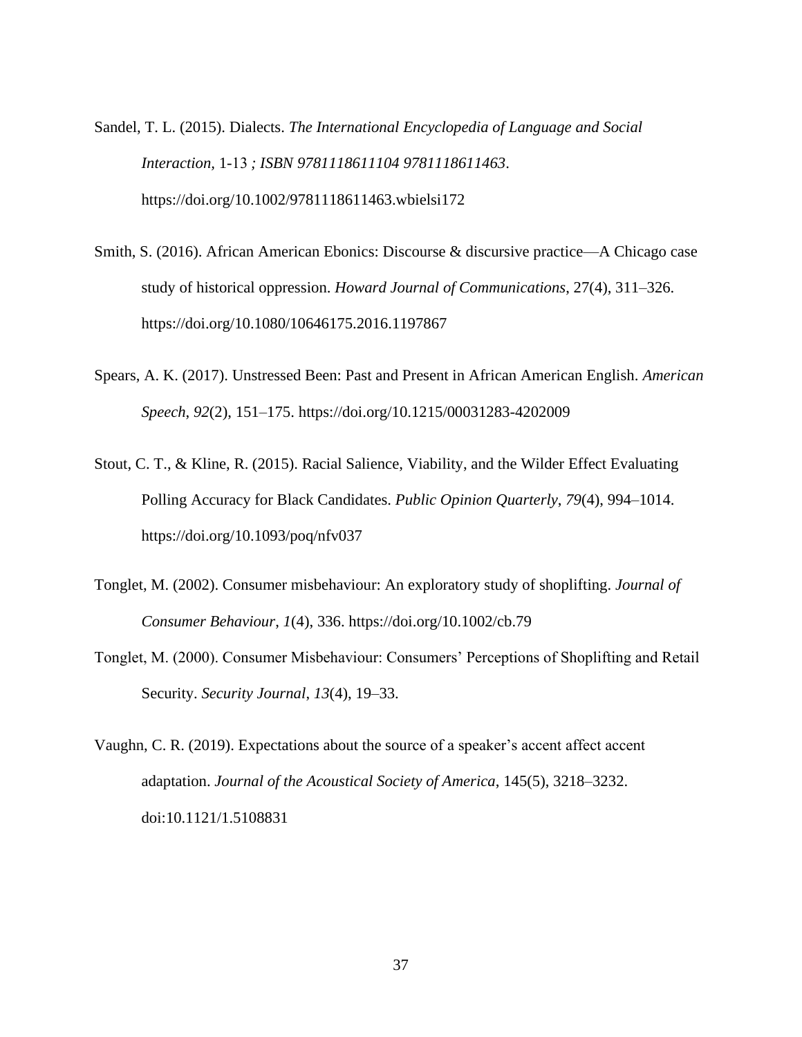Sandel, T. L. (2015). Dialects. *The International Encyclopedia of Language and Social Interaction*, 1-13 *; ISBN 9781118611104 9781118611463*. https://doi.org/10.1002/9781118611463.wbielsi172

Smith, S. (2016). African American Ebonics: Discourse & discursive practice—A Chicago case study of historical oppression. *Howard Journal of Communications*, 27(4), 311–326. https://doi.org/10.1080/10646175.2016.1197867

Spears, A. K. (2017). Unstressed Been: Past and Present in African American English. *American Speech*, *92*(2), 151–175. https://doi.org/10.1215/00031283-4202009

Stout, C. T., & Kline, R. (2015). Racial Salience, Viability, and the Wilder Effect Evaluating Polling Accuracy for Black Candidates. *Public Opinion Quarterly*, *79*(4), 994–1014. https://doi.org/10.1093/poq/nfv037

Tonglet, M. (2002). Consumer misbehaviour: An exploratory study of shoplifting. *Journal of Consumer Behaviour*, *1*(4), 336. https://doi.org/10.1002/cb.79

Tonglet, M. (2000). Consumer Misbehaviour: Consumers' Perceptions of Shoplifting and Retail Security. *Security Journal*, *13*(4), 19–33.

Vaughn, C. R. (2019). Expectations about the source of a speaker's accent affect accent adaptation. *Journal of the Acoustical Society of America*, 145(5), 3218–3232. doi:10.1121/1.5108831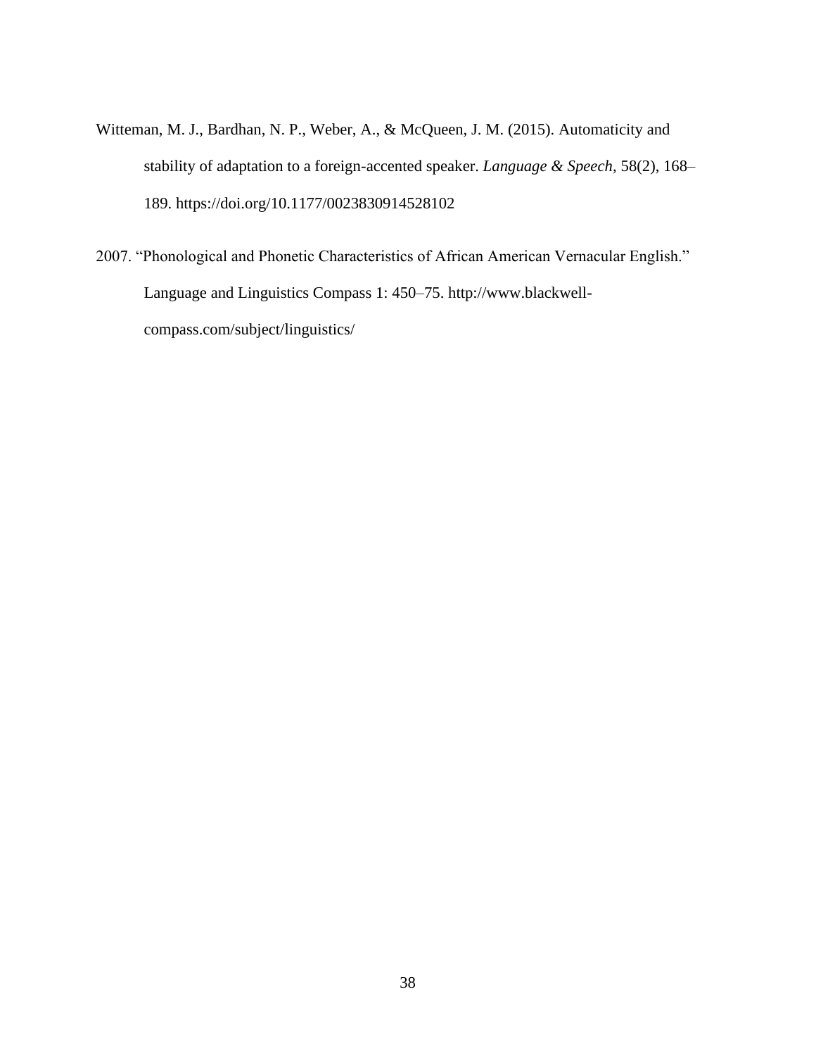Witteman, M. J., Bardhan, N. P., Weber, A., & McQueen, J. M. (2015). Automaticity and stability of adaptation to a foreign-accented speaker. *Language & Speech*, 58(2), 168–189. https://doi.org/10.1177/0023830914528102

2007. "Phonological and Phonetic Characteristics of African American Vernacular English." Language and Linguistics Compass 1: 450–75. http://www.blackwell-compass.com/subject/linguistics/